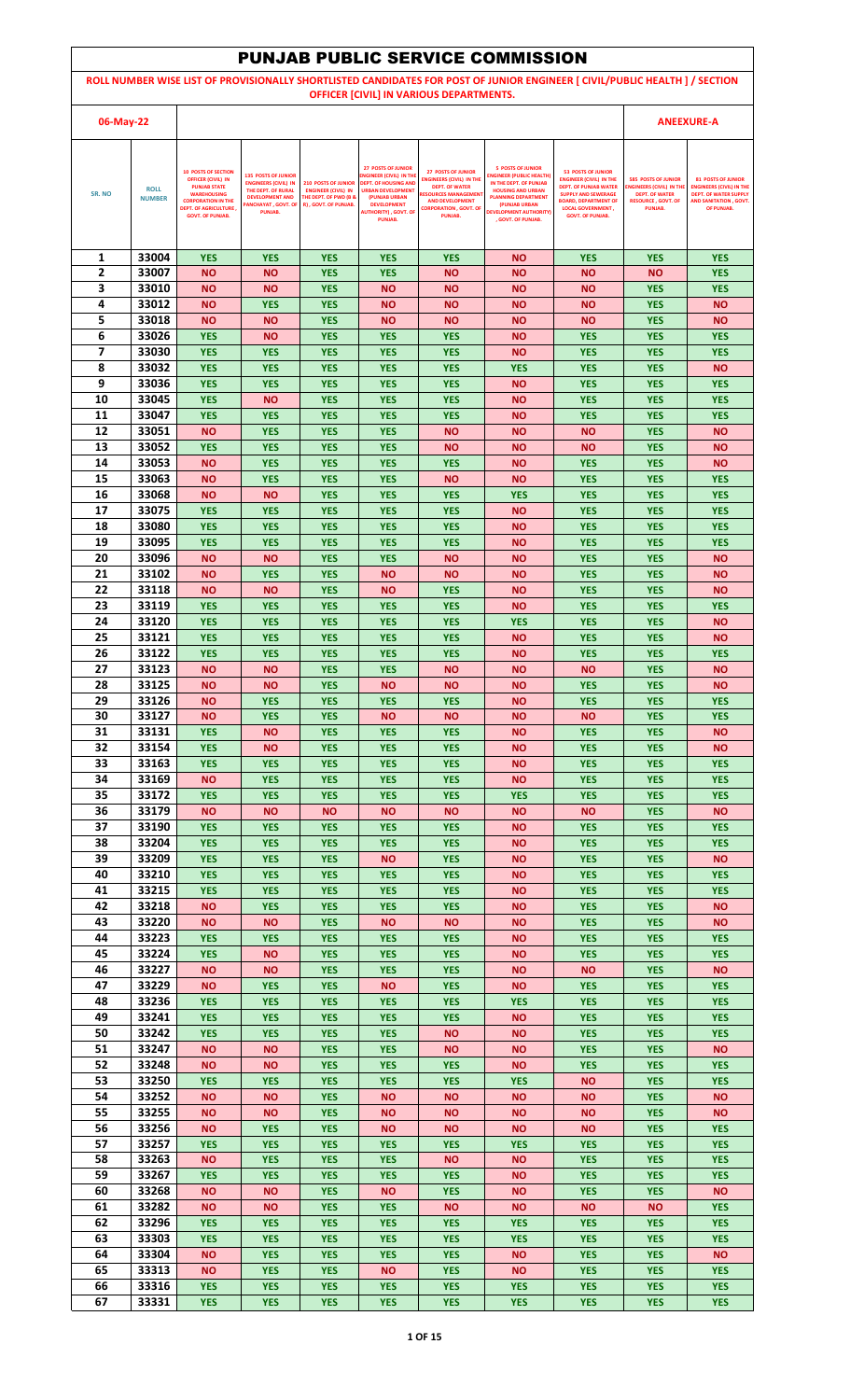# PUNJAB PUBLIC SERVICE COMMISSION

**ROLL NUMBER WISE LIST OF PROVISIONALLY SHORTLISTED CANDIDATES FOR POST OF JUNIOR ENGINEER [ CIVIL/PUBLIC HEALTH ] / SECTION OFFICER [CIVIL] IN VARIOUS DEPARTMENTS.**

**06-May-22** **ANEEXURE-A**

| SR. NO | ROLL NUMBER | 10 POSTS OF SECTION OFFICER (CIVIL) IN PUNJAB STATE WAREHOUSING CORPORATION IN THE DEPT. OF AGRICULTURE, GOVT. OF PUNJAB. | 135 POSTS OF JUNIOR ENGINEERS (CIVIL) IN THE DEPT. OF RURAL DEVELOPMENT AND PANCHAYAT, GOVT. OF PUNJAB. | 210 POSTS OF JUNIOR ENGINEER (CIVIL) IN THE DEPT. OF PWD (B & R), GOVT. OF PUNJAB. | 27 POSTS OF JUNIOR ENGINEER (CIVIL) IN THE DEPT. OF HOUSING AND URBAN DEVELOPMENT (PUNJAB URBAN DEVELOPMENT AUTHORITY), GOVT. OF PUNJAB. | 27 POSTS OF JUNIOR ENGINEERS (CIVIL) IN THE DEPT. OF WATER RESOURCES MANAGEMENT AND DEVELOPMENT CORPORATION, GOVT. OF PUNJAB. | 5 POSTS OF JUNIOR ENGINEER (PUBLIC HEALTH) IN THE DEPT. OF PUNJAB HOUSING AND URBAN PLANNING DEPARTMENT (PUNJAB URBAN DEVELOPMENT AUTHORITY), GOVT. OF PUNJAB. | 53 POSTS OF JUNIOR ENGINEER (CIVIL) IN THE DEPT. OF PUNJAB WATER SUPPLY AND SEWERAGE BOARD, DEPARTMENT OF LOCAL GOVERNMENT, GOVT. OF PUNJAB. | 585 POSTS OF JUNIOR ENGINEERS (CIVIL) IN THE DEPT. OF WATER RESOURCE, GOVT. OF PUNJAB. | 81 POSTS OF JUNIOR ENGINEERS (CIVIL) IN THE DEPT. OF WATER SUPPLY AND SANITATION, GOVT. OF PUNJAB. |
|---|---|---|---|---|---|---|---|---|---|---|
| 1 | 33004 | YES | YES | YES | YES | YES | NO | YES | YES | YES |
| 2 | 33007 | NO | NO | YES | YES | NO | NO | NO | NO | YES |
| 3 | 33010 | NO | NO | YES | NO | NO | NO | NO | YES | YES |
| 4 | 33012 | NO | YES | YES | NO | NO | NO | NO | YES | NO |
| 5 | 33018 | NO | NO | YES | NO | NO | NO | NO | YES | NO |
| 6 | 33026 | YES | NO | YES | YES | YES | NO | YES | YES | YES |
| 7 | 33030 | YES | YES | YES | YES | YES | NO | YES | YES | YES |
| 8 | 33032 | YES | YES | YES | YES | YES | YES | YES | YES | NO |
| 9 | 33036 | YES | YES | YES | YES | YES | NO | YES | YES | YES |
| 10 | 33045 | YES | NO | YES | YES | YES | NO | YES | YES | YES |
| 11 | 33047 | YES | YES | YES | YES | YES | NO | YES | YES | YES |
| 12 | 33051 | NO | YES | YES | YES | NO | NO | NO | YES | NO |
| 13 | 33052 | YES | YES | YES | YES | NO | NO | NO | YES | NO |
| 14 | 33053 | NO | YES | YES | YES | YES | NO | YES | YES | NO |
| 15 | 33063 | NO | YES | YES | YES | NO | NO | YES | YES | YES |
| 16 | 33068 | NO | NO | YES | YES | YES | YES | YES | YES | YES |
| 17 | 33075 | YES | YES | YES | YES | YES | NO | YES | YES | YES |
| 18 | 33080 | YES | YES | YES | YES | YES | NO | YES | YES | YES |
| 19 | 33095 | YES | YES | YES | YES | YES | NO | YES | YES | YES |
| 20 | 33096 | NO | NO | YES | YES | NO | NO | YES | YES | NO |
| 21 | 33102 | NO | YES | YES | NO | NO | NO | YES | YES | NO |
| 22 | 33118 | NO | NO | YES | NO | YES | NO | YES | YES | NO |
| 23 | 33119 | YES | YES | YES | YES | YES | NO | YES | YES | YES |
| 24 | 33120 | YES | YES | YES | YES | YES | YES | YES | YES | NO |
| 25 | 33121 | YES | YES | YES | YES | YES | NO | YES | YES | NO |
| 26 | 33122 | YES | YES | YES | YES | YES | NO | YES | YES | YES |
| 27 | 33123 | NO | NO | YES | YES | NO | NO | NO | YES | NO |
| 28 | 33125 | NO | NO | YES | NO | NO | NO | YES | YES | NO |
| 29 | 33126 | NO | YES | YES | YES | YES | NO | YES | YES | YES |
| 30 | 33127 | NO | YES | YES | NO | NO | NO | NO | YES | YES |
| 31 | 33131 | YES | NO | YES | YES | YES | NO | YES | YES | NO |
| 32 | 33154 | YES | NO | YES | YES | YES | NO | YES | YES | NO |
| 33 | 33163 | YES | YES | YES | YES | YES | NO | YES | YES | YES |
| 34 | 33169 | NO | YES | YES | YES | YES | NO | YES | YES | YES |
| 35 | 33172 | YES | YES | YES | YES | YES | YES | YES | YES | YES |
| 36 | 33179 | NO | NO | NO | NO | NO | NO | NO | YES | NO |
| 37 | 33190 | YES | YES | YES | YES | YES | NO | YES | YES | YES |
| 38 | 33204 | YES | YES | YES | YES | YES | NO | YES | YES | YES |
| 39 | 33209 | YES | YES | YES | NO | YES | NO | YES | YES | NO |
| 40 | 33210 | YES | YES | YES | YES | YES | NO | YES | YES | YES |
| 41 | 33215 | YES | YES | YES | YES | YES | NO | YES | YES | YES |
| 42 | 33218 | NO | YES | YES | YES | YES | NO | YES | YES | NO |
| 43 | 33220 | NO | NO | YES | NO | NO | NO | YES | YES | NO |
| 44 | 33223 | YES | YES | YES | YES | YES | NO | YES | YES | YES |
| 45 | 33224 | YES | NO | YES | YES | YES | NO | YES | YES | YES |
| 46 | 33227 | NO | NO | YES | YES | YES | NO | NO | YES | NO |
| 47 | 33229 | NO | YES | YES | NO | YES | NO | YES | YES | YES |
| 48 | 33236 | YES | YES | YES | YES | YES | YES | YES | YES | YES |
| 49 | 33241 | YES | YES | YES | YES | YES | NO | YES | YES | YES |
| 50 | 33242 | YES | YES | YES | YES | NO | NO | YES | YES | YES |
| 51 | 33247 | NO | NO | YES | YES | NO | NO | YES | YES | NO |
| 52 | 33248 | NO | NO | YES | YES | YES | NO | YES | YES | YES |
| 53 | 33250 | YES | YES | YES | YES | YES | YES | NO | YES | YES |
| 54 | 33252 | NO | NO | YES | NO | NO | NO | NO | YES | NO |
| 55 | 33255 | NO | NO | YES | NO | NO | NO | NO | YES | NO |
| 56 | 33256 | NO | YES | YES | NO | NO | NO | NO | YES | YES |
| 57 | 33257 | YES | YES | YES | YES | YES | YES | YES | YES | YES |
| 58 | 33263 | NO | YES | YES | YES | NO | NO | YES | YES | YES |
| 59 | 33267 | YES | YES | YES | YES | YES | NO | YES | YES | YES |
| 60 | 33268 | NO | NO | YES | NO | YES | NO | YES | YES | NO |
| 61 | 33282 | NO | NO | YES | YES | NO | NO | NO | NO | YES |
| 62 | 33296 | YES | YES | YES | YES | YES | YES | YES | YES | YES |
| 63 | 33303 | YES | YES | YES | YES | YES | YES | YES | YES | YES |
| 64 | 33304 | NO | YES | YES | YES | YES | NO | YES | YES | NO |
| 65 | 33313 | NO | YES | YES | NO | YES | NO | YES | YES | YES |
| 66 | 33316 | YES | YES | YES | YES | YES | YES | YES | YES | YES |
| 67 | 33331 | YES | YES | YES | YES | YES | YES | YES | YES | YES |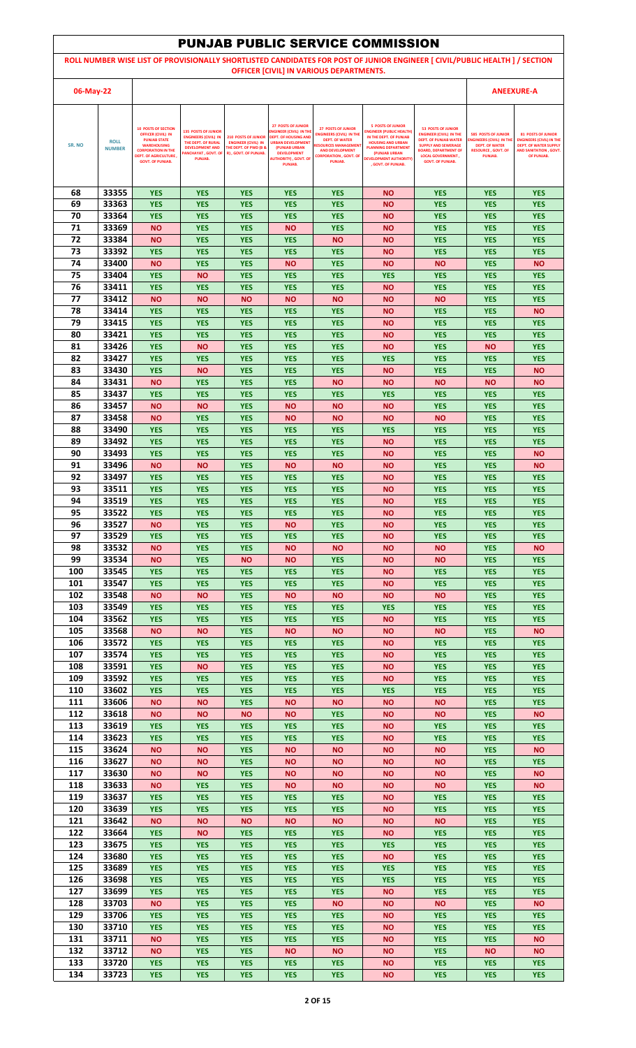# PUNJAB PUBLIC SERVICE COMMISSION

**ROLL NUMBER WISE LIST OF PROVISIONALLY SHORTLISTED CANDIDATES FOR POST OF JUNIOR ENGINEER [ CIVIL/PUBLIC HEALTH ] / SECTION OFFICER [CIVIL] IN VARIOUS DEPARTMENTS.**

**06-May-22** **ANEEXURE-A**

| SR. NO | ROLL NUMBER | 10 POSTS OF SECTION OFFICER (CIVIL) IN PUNJAB STATE WAREHOUSING CORPORATION IN THE DEPT. OF AGRICULTURE , GOVT. OF PUNJAB. | 135 POSTS OF JUNIOR ENGINEERS (CIVIL) IN THE DEPT. OF RURAL DEVELOPMENT AND PANCHAYAT , GOVT. OF PUNJAB. | 210 POSTS OF JUNIOR ENGINEER (CIVIL) IN THE DEPT. OF PWD (B & R) , GOVT. OF PUNJAB. | 27 POSTS OF JUNIOR ENGINEER (CIVIL) IN THE DEPT. OF HOUSING AND URBAN DEVELOPMENT (PUNJAB URBAN DEVELOPMENT AUTHORITY) , GOVT. OF PUNJAB. | 27 POSTS OF JUNIOR ENGINEERS (CIVIL) IN THE DEPT. OF WATER RESOURCES MANAGEMENT AND DEVELOPMENT CORPORATION , GOVT. OF PUNJAB. | 5 POSTS OF JUNIOR ENGINEER (PUBLIC HEALTH) IN THE DEPT. OF PUNJAB HOUSING AND URBAN PLANNING DEPARTMENT (PUNJAB URBAN DEVELOPMENT AUTHORITY) , GOVT. OF PUNJAB. | 53 POSTS OF JUNIOR ENGINEER (CIVIL) IN THE DEPT. OF PUNJAB WATER SUPPLY AND SEWERAGE BOARD, DEPARTMENT OF LOCAL GOVERNMENT , GOVT. OF PUNJAB. | 585 POSTS OF JUNIOR ENGINEERS (CIVIL) IN THE DEPT. OF WATER RESOURCE , GOVT. OF PUNJAB. | 81 POSTS OF JUNIOR ENGINEERS (CIVIL) IN THE DEPT. OF WATER SUPPLY AND SANITATION , GOVT. OF PUNJAB. |
|---|---|---|---|---|---|---|---|---|---|---|
| 68 | 33355 | YES | YES | YES | YES | YES | NO | YES | YES | YES |
| 69 | 33363 | YES | YES | YES | YES | YES | NO | YES | YES | YES |
| 70 | 33364 | YES | YES | YES | YES | YES | NO | YES | YES | YES |
| 71 | 33369 | NO | YES | YES | NO | YES | NO | YES | YES | YES |
| 72 | 33384 | NO | YES | YES | YES | NO | NO | YES | YES | YES |
| 73 | 33392 | YES | YES | YES | YES | YES | NO | YES | YES | YES |
| 74 | 33400 | NO | YES | YES | NO | YES | NO | NO | YES | NO |
| 75 | 33404 | YES | NO | YES | YES | YES | YES | YES | YES | YES |
| 76 | 33411 | YES | YES | YES | YES | YES | NO | YES | YES | YES |
| 77 | 33412 | NO | NO | NO | NO | NO | NO | NO | YES | YES |
| 78 | 33414 | YES | YES | YES | YES | YES | NO | YES | YES | NO |
| 79 | 33415 | YES | YES | YES | YES | YES | NO | YES | YES | YES |
| 80 | 33421 | YES | YES | YES | YES | YES | NO | YES | YES | YES |
| 81 | 33426 | YES | NO | YES | YES | YES | NO | YES | NO | YES |
| 82 | 33427 | YES | YES | YES | YES | YES | YES | YES | YES | YES |
| 83 | 33430 | YES | NO | YES | YES | YES | NO | YES | YES | NO |
| 84 | 33431 | NO | YES | YES | YES | NO | NO | NO | NO | NO |
| 85 | 33437 | YES | YES | YES | YES | YES | YES | YES | YES | YES |
| 86 | 33457 | NO | NO | YES | NO | NO | NO | YES | YES | YES |
| 87 | 33458 | NO | YES | YES | NO | NO | NO | NO | YES | YES |
| 88 | 33490 | YES | YES | YES | YES | YES | YES | YES | YES | YES |
| 89 | 33492 | YES | YES | YES | YES | YES | NO | YES | YES | YES |
| 90 | 33493 | YES | YES | YES | YES | YES | NO | YES | YES | NO |
| 91 | 33496 | NO | NO | YES | NO | NO | NO | YES | YES | NO |
| 92 | 33497 | YES | YES | YES | YES | YES | NO | YES | YES | YES |
| 93 | 33511 | YES | YES | YES | YES | YES | NO | YES | YES | YES |
| 94 | 33519 | YES | YES | YES | YES | YES | NO | YES | YES | YES |
| 95 | 33522 | YES | YES | YES | YES | YES | NO | YES | YES | YES |
| 96 | 33527 | NO | YES | YES | NO | YES | NO | YES | YES | YES |
| 97 | 33529 | YES | YES | YES | YES | YES | NO | YES | YES | YES |
| 98 | 33532 | NO | YES | YES | NO | NO | NO | NO | YES | NO |
| 99 | 33534 | NO | YES | NO | NO | YES | NO | NO | YES | YES |
| 100 | 33545 | YES | YES | YES | YES | YES | NO | YES | YES | YES |
| 101 | 33547 | YES | YES | YES | YES | YES | NO | YES | YES | YES |
| 102 | 33548 | NO | NO | YES | NO | NO | NO | NO | YES | YES |
| 103 | 33549 | YES | YES | YES | YES | YES | YES | YES | YES | YES |
| 104 | 33562 | YES | YES | YES | YES | YES | NO | YES | YES | YES |
| 105 | 33568 | NO | NO | YES | NO | NO | NO | NO | YES | NO |
| 106 | 33572 | YES | YES | YES | YES | YES | NO | YES | YES | YES |
| 107 | 33574 | YES | YES | YES | YES | YES | NO | YES | YES | YES |
| 108 | 33591 | YES | NO | YES | YES | YES | NO | YES | YES | YES |
| 109 | 33592 | YES | YES | YES | YES | YES | NO | YES | YES | YES |
| 110 | 33602 | YES | YES | YES | YES | YES | YES | YES | YES | YES |
| 111 | 33606 | NO | NO | YES | NO | NO | NO | NO | YES | YES |
| 112 | 33618 | NO | NO | NO | NO | YES | NO | NO | YES | NO |
| 113 | 33619 | YES | YES | YES | YES | YES | NO | YES | YES | YES |
| 114 | 33623 | YES | YES | YES | YES | YES | NO | YES | YES | YES |
| 115 | 33624 | NO | NO | YES | NO | NO | NO | NO | YES | NO |
| 116 | 33627 | NO | NO | YES | NO | NO | NO | NO | YES | YES |
| 117 | 33630 | NO | NO | YES | NO | NO | NO | NO | YES | NO |
| 118 | 33633 | NO | YES | YES | NO | NO | NO | NO | YES | NO |
| 119 | 33637 | YES | YES | YES | YES | YES | NO | YES | YES | YES |
| 120 | 33639 | YES | YES | YES | YES | YES | NO | YES | YES | YES |
| 121 | 33642 | NO | NO | NO | NO | NO | NO | NO | YES | YES |
| 122 | 33664 | YES | NO | YES | YES | YES | NO | YES | YES | YES |
| 123 | 33675 | YES | YES | YES | YES | YES | YES | YES | YES | YES |
| 124 | 33680 | YES | YES | YES | YES | YES | NO | YES | YES | YES |
| 125 | 33689 | YES | YES | YES | YES | YES | YES | YES | YES | YES |
| 126 | 33698 | YES | YES | YES | YES | YES | YES | YES | YES | YES |
| 127 | 33699 | YES | YES | YES | YES | YES | NO | YES | YES | YES |
| 128 | 33703 | NO | YES | YES | YES | NO | NO | NO | YES | NO |
| 129 | 33706 | YES | YES | YES | YES | YES | NO | YES | YES | YES |
| 130 | 33710 | YES | YES | YES | YES | YES | NO | YES | YES | YES |
| 131 | 33711 | NO | YES | YES | YES | YES | NO | YES | YES | NO |
| 132 | 33712 | NO | YES | YES | NO | NO | NO | YES | NO | NO |
| 133 | 33720 | YES | YES | YES | YES | YES | NO | YES | YES | YES |
| 134 | 33723 | YES | YES | YES | YES | YES | NO | YES | YES | YES |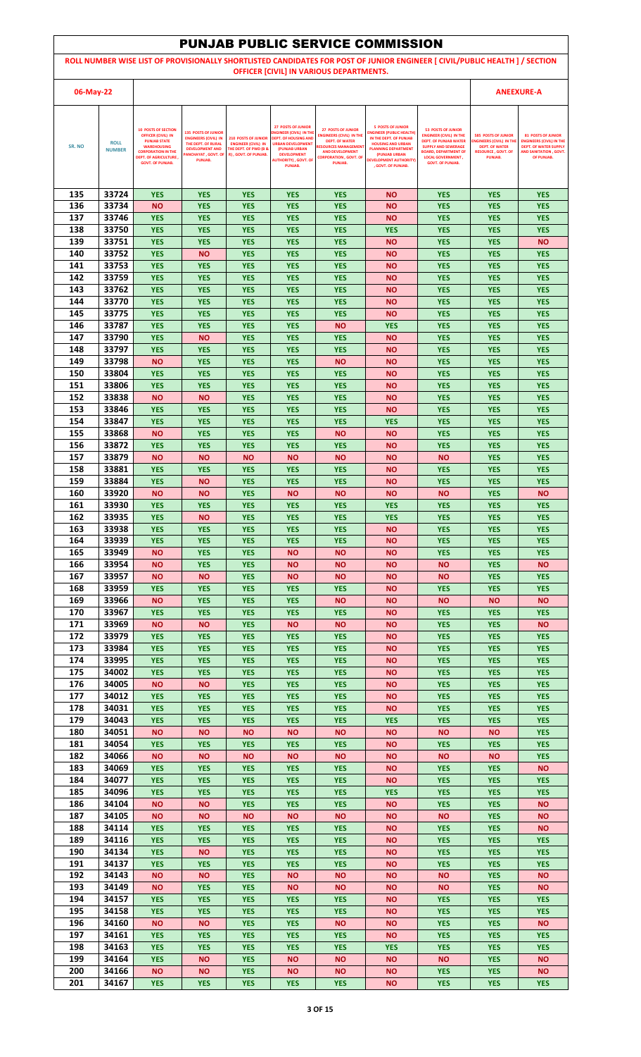# PUNJAB PUBLIC SERVICE COMMISSION

**ROLL NUMBER WISE LIST OF PROVISIONALLY SHORTLISTED CANDIDATES FOR POST OF JUNIOR ENGINEER [ CIVIL/PUBLIC HEALTH ] / SECTION OFFICER [CIVIL] IN VARIOUS DEPARTMENTS.**

**06-May-22** **ANEEXURE-A**

| SR. NO | ROLL NUMBER | 10 POSTS OF SECTION OFFICER (CIVIL) IN PUNJAB STATE WAREHOUSING CORPORATION IN THE DEPT. OF AGRICULTURE, GOVT. OF PUNJAB. | 135 POSTS OF JUNIOR ENGINEERS (CIVIL) IN THE DEPT. OF RURAL DEVELOPMENT AND PANCHAYAT, GOVT. OF PUNJAB. | 210 POSTS OF JUNIOR ENGINEER (CIVIL) IN THE DEPT. OF PWD (B & R), GOVT. OF PUNJAB. | 27 POSTS OF JUNIOR ENGINEER (CIVIL) IN THE DEPT. OF HOUSING AND URBAN DEVELOPMENT (PUNJAB URBAN DEVELOPMENT AUTHORITY), GOVT. OF PUNJAB. | 27 POSTS OF JUNIOR ENGINEERS (CIVIL) IN THE DEPT. OF WATER RESOURCES MANAGEMENT AND DEVELOPMENT CORPORATION, GOVT. OF PUNJAB. | 5 POSTS OF JUNIOR ENGINEER (PUBLIC HEALTH) IN THE DEPT. OF PUNJAB HOUSING AND URBAN PLANNING DEPARTMENT (PUNJAB URBAN DEVELOPMENT AUTHORITY), GOVT. OF PUNJAB. | 53 POSTS OF JUNIOR ENGINEER (CIVIL) IN THE DEPT. OF PUNJAB WATER SUPPLY AND SEWERAGE BOARD, DEPARTMENT OF LOCAL GOVERNMENT, GOVT. OF PUNJAB. | 585 POSTS OF JUNIOR ENGINEERS (CIVIL) IN THE DEPT. OF WATER RESOURCE, GOVT. OF PUNJAB. | 81 POSTS OF JUNIOR ENGINEERS (CIVIL) IN THE DEPT. OF WATER SUPPLY AND SANITATION, GOVT. OF PUNJAB. |
|---|---|---|---|---|---|---|---|---|---|---|
| 135 | 33724 | YES | YES | YES | YES | YES | NO | YES | YES | YES |
| 136 | 33734 | NO | YES | YES | YES | YES | NO | YES | YES | YES |
| 137 | 33746 | YES | YES | YES | YES | YES | NO | YES | YES | YES |
| 138 | 33750 | YES | YES | YES | YES | YES | YES | YES | YES | YES |
| 139 | 33751 | YES | YES | YES | YES | YES | NO | YES | YES | NO |
| 140 | 33752 | YES | NO | YES | YES | YES | NO | YES | YES | YES |
| 141 | 33753 | YES | YES | YES | YES | YES | NO | YES | YES | YES |
| 142 | 33759 | YES | YES | YES | YES | YES | NO | YES | YES | YES |
| 143 | 33762 | YES | YES | YES | YES | YES | NO | YES | YES | YES |
| 144 | 33770 | YES | YES | YES | YES | YES | NO | YES | YES | YES |
| 145 | 33775 | YES | YES | YES | YES | YES | NO | YES | YES | YES |
| 146 | 33787 | YES | YES | YES | YES | NO | YES | YES | YES | YES |
| 147 | 33790 | YES | NO | YES | YES | YES | NO | YES | YES | YES |
| 148 | 33797 | YES | YES | YES | YES | YES | NO | YES | YES | YES |
| 149 | 33798 | NO | YES | YES | YES | NO | NO | YES | YES | YES |
| 150 | 33804 | YES | YES | YES | YES | YES | NO | YES | YES | YES |
| 151 | 33806 | YES | YES | YES | YES | YES | NO | YES | YES | YES |
| 152 | 33838 | NO | NO | YES | YES | YES | NO | YES | YES | YES |
| 153 | 33846 | YES | YES | YES | YES | YES | NO | YES | YES | YES |
| 154 | 33847 | YES | YES | YES | YES | YES | YES | YES | YES | YES |
| 155 | 33868 | NO | YES | YES | YES | NO | NO | YES | YES | YES |
| 156 | 33872 | YES | YES | YES | YES | YES | NO | YES | YES | YES |
| 157 | 33879 | NO | NO | NO | NO | NO | NO | NO | YES | YES |
| 158 | 33881 | YES | YES | YES | YES | YES | NO | YES | YES | YES |
| 159 | 33884 | YES | NO | YES | YES | YES | NO | YES | YES | YES |
| 160 | 33920 | NO | NO | YES | NO | NO | NO | NO | YES | NO |
| 161 | 33930 | YES | YES | YES | YES | YES | YES | YES | YES | YES |
| 162 | 33935 | YES | NO | YES | YES | YES | YES | YES | YES | YES |
| 163 | 33938 | YES | YES | YES | YES | YES | NO | YES | YES | YES |
| 164 | 33939 | YES | YES | YES | YES | YES | NO | YES | YES | YES |
| 165 | 33949 | NO | YES | YES | NO | NO | NO | YES | YES | YES |
| 166 | 33954 | NO | YES | YES | NO | NO | NO | NO | YES | NO |
| 167 | 33957 | NO | NO | YES | NO | NO | NO | NO | YES | YES |
| 168 | 33959 | YES | YES | YES | YES | YES | NO | YES | YES | YES |
| 169 | 33966 | NO | YES | YES | YES | NO | NO | NO | NO | NO |
| 170 | 33967 | YES | YES | YES | YES | YES | NO | YES | YES | YES |
| 171 | 33969 | NO | NO | YES | NO | NO | NO | YES | YES | NO |
| 172 | 33979 | YES | YES | YES | YES | YES | NO | YES | YES | YES |
| 173 | 33984 | YES | YES | YES | YES | YES | NO | YES | YES | YES |
| 174 | 33995 | YES | YES | YES | YES | YES | NO | YES | YES | YES |
| 175 | 34002 | YES | YES | YES | YES | YES | NO | YES | YES | YES |
| 176 | 34005 | NO | NO | YES | YES | YES | NO | YES | YES | YES |
| 177 | 34012 | YES | YES | YES | YES | YES | NO | YES | YES | YES |
| 178 | 34031 | YES | YES | YES | YES | YES | NO | YES | YES | YES |
| 179 | 34043 | YES | YES | YES | YES | YES | YES | YES | YES | YES |
| 180 | 34051 | NO | NO | NO | NO | NO | NO | NO | NO | YES |
| 181 | 34054 | YES | YES | YES | YES | YES | NO | YES | YES | YES |
| 182 | 34066 | NO | NO | NO | NO | NO | NO | NO | NO | YES |
| 183 | 34069 | YES | YES | YES | YES | YES | NO | YES | YES | NO |
| 184 | 34077 | YES | YES | YES | YES | YES | NO | YES | YES | YES |
| 185 | 34096 | YES | YES | YES | YES | YES | YES | YES | YES | YES |
| 186 | 34104 | NO | NO | YES | YES | YES | NO | YES | YES | NO |
| 187 | 34105 | NO | NO | NO | NO | NO | NO | NO | YES | NO |
| 188 | 34114 | YES | YES | YES | YES | YES | NO | YES | YES | NO |
| 189 | 34116 | YES | YES | YES | YES | YES | NO | YES | YES | YES |
| 190 | 34134 | YES | NO | YES | YES | YES | NO | YES | YES | YES |
| 191 | 34137 | YES | YES | YES | YES | YES | NO | YES | YES | YES |
| 192 | 34143 | NO | NO | YES | NO | NO | NO | NO | YES | NO |
| 193 | 34149 | NO | YES | YES | NO | NO | NO | NO | YES | NO |
| 194 | 34157 | YES | YES | YES | YES | YES | NO | YES | YES | YES |
| 195 | 34158 | YES | YES | YES | YES | YES | NO | YES | YES | YES |
| 196 | 34160 | NO | NO | YES | YES | NO | NO | YES | YES | NO |
| 197 | 34161 | YES | YES | YES | YES | YES | NO | YES | YES | YES |
| 198 | 34163 | YES | YES | YES | YES | YES | YES | YES | YES | YES |
| 199 | 34164 | YES | NO | YES | NO | NO | NO | NO | YES | NO |
| 200 | 34166 | NO | NO | YES | NO | NO | NO | YES | YES | NO |
| 201 | 34167 | YES | YES | YES | YES | YES | NO | YES | YES | YES |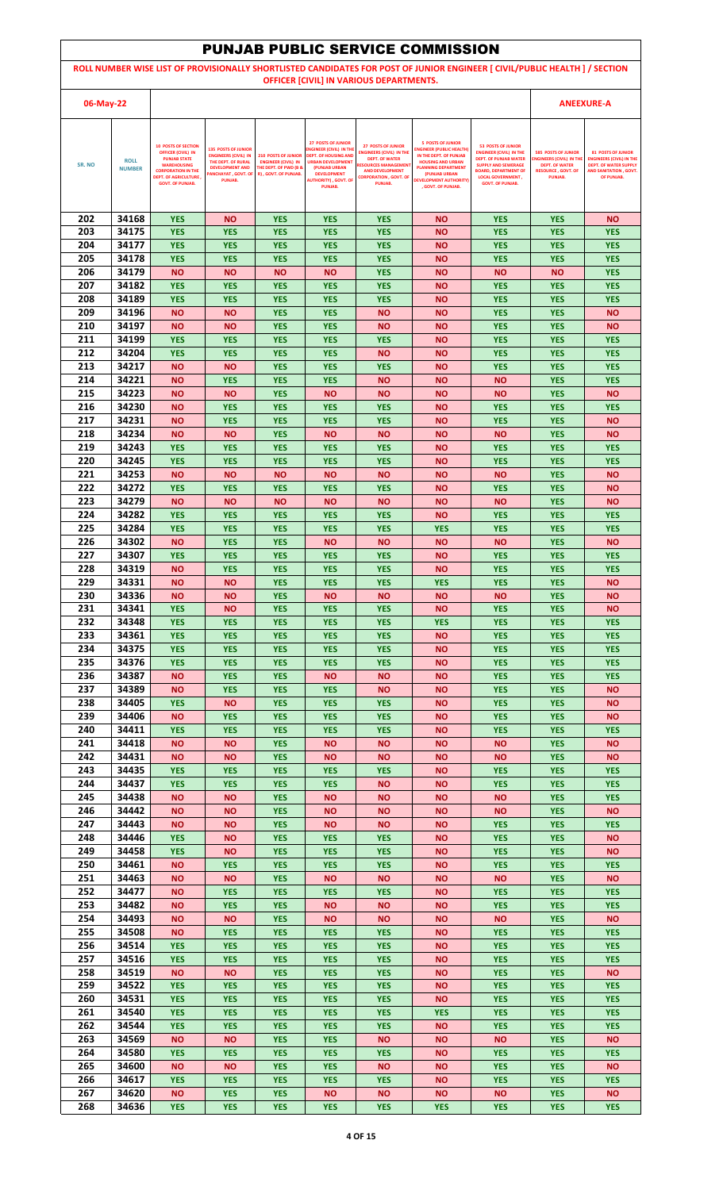# PUNJAB PUBLIC SERVICE COMMISSION

**ROLL NUMBER WISE LIST OF PROVISIONALLY SHORTLISTED CANDIDATES FOR POST OF JUNIOR ENGINEER [ CIVIL/PUBLIC HEALTH ] / SECTION OFFICER [CIVIL] IN VARIOUS DEPARTMENTS.**

**06-May-22** **ANEEXURE-A**

| SR. NO | ROLL NUMBER | 10 POSTS OF SECTION OFFICER (CIVIL) IN PUNJAB STATE WAREHOUSING CORPORATION IN THE DEPT. OF AGRICULTURE, GOVT. OF PUNJAB. | 135 POSTS OF JUNIOR ENGINEERS (CIVIL) IN THE DEPT. OF RURAL DEVELOPMENT AND PANCHAYAT, GOVT. OF PUNJAB. | 210 POSTS OF JUNIOR ENGINEER (CIVIL) IN THE DEPT. OF PWD (B & R), GOVT. OF PUNJAB. | 27 POSTS OF JUNIOR ENGINEER (CIVIL) IN THE DEPT. OF HOUSING AND URBAN DEVELOPMENT (PUNJAB URBAN DEVELOPMENT AUTHORITY), GOVT. OF PUNJAB. | 27 POSTS OF JUNIOR ENGINEERS (CIVIL) IN THE DEPT. OF WATER RESOURCES MANAGEMENT AND DEVELOPMENT CORPORATION, GOVT. OF PUNJAB. | 5 POSTS OF JUNIOR ENGINEER (PUBLIC HEALTH) IN THE DEPT. OF PUNJAB HOUSING AND URBAN PLANNING DEPARTMENT (PUNJAB URBAN DEVELOPMENT AUTHORITY), GOVT. OF PUNJAB. | 53 POSTS OF JUNIOR ENGINEER (CIVIL) IN THE DEPT. OF PUNJAB WATER SUPPLY AND SEWERAGE BOARD, DEPARTMENT OF LOCAL GOVERNMENT, GOVT. OF PUNJAB. | 585 POSTS OF JUNIOR ENGINEERS (CIVIL) IN THE DEPT. OF WATER RESOURCE, GOVT. OF PUNJAB. | 81 POSTS OF JUNIOR ENGINEERS (CIVIL) IN THE DEPT. OF WATER SUPPLY AND SANITATION, GOVT. OF PUNJAB. |
|---|---|---|---|---|---|---|---|---|---|---|
| 202 | 34168 | YES | NO | YES | YES | YES | NO | YES | YES | NO |
| 203 | 34175 | YES | YES | YES | YES | YES | NO | YES | YES | YES |
| 204 | 34177 | YES | YES | YES | YES | YES | NO | YES | YES | YES |
| 205 | 34178 | YES | YES | YES | YES | YES | NO | YES | YES | YES |
| 206 | 34179 | NO | NO | NO | NO | YES | NO | NO | NO | YES |
| 207 | 34182 | YES | YES | YES | YES | YES | NO | YES | YES | YES |
| 208 | 34189 | YES | YES | YES | YES | YES | NO | YES | YES | YES |
| 209 | 34196 | NO | NO | YES | YES | NO | NO | YES | YES | NO |
| 210 | 34197 | NO | NO | YES | YES | NO | NO | YES | YES | NO |
| 211 | 34199 | YES | YES | YES | YES | YES | NO | YES | YES | YES |
| 212 | 34204 | YES | YES | YES | YES | NO | NO | YES | YES | YES |
| 213 | 34217 | NO | NO | YES | YES | YES | NO | YES | YES | YES |
| 214 | 34221 | NO | YES | YES | YES | NO | NO | NO | YES | YES |
| 215 | 34223 | NO | NO | YES | NO | NO | NO | NO | YES | NO |
| 216 | 34230 | NO | YES | YES | YES | YES | NO | YES | YES | YES |
| 217 | 34231 | NO | YES | YES | YES | YES | NO | YES | YES | NO |
| 218 | 34234 | NO | NO | YES | NO | NO | NO | NO | YES | NO |
| 219 | 34243 | YES | YES | YES | YES | YES | NO | YES | YES | YES |
| 220 | 34245 | YES | YES | YES | YES | YES | NO | YES | YES | YES |
| 221 | 34253 | NO | NO | NO | NO | NO | NO | NO | YES | NO |
| 222 | 34272 | YES | YES | YES | YES | YES | NO | YES | YES | NO |
| 223 | 34279 | NO | NO | NO | NO | NO | NO | NO | YES | NO |
| 224 | 34282 | YES | YES | YES | YES | YES | NO | YES | YES | YES |
| 225 | 34284 | YES | YES | YES | YES | YES | YES | YES | YES | YES |
| 226 | 34302 | NO | YES | YES | NO | NO | NO | NO | YES | NO |
| 227 | 34307 | YES | YES | YES | YES | YES | NO | YES | YES | YES |
| 228 | 34319 | NO | YES | YES | YES | YES | NO | YES | YES | YES |
| 229 | 34331 | NO | NO | YES | YES | YES | YES | YES | YES | NO |
| 230 | 34336 | NO | NO | YES | NO | NO | NO | NO | YES | NO |
| 231 | 34341 | YES | NO | YES | YES | YES | NO | YES | YES | NO |
| 232 | 34348 | YES | YES | YES | YES | YES | YES | YES | YES | YES |
| 233 | 34361 | YES | YES | YES | YES | YES | NO | YES | YES | YES |
| 234 | 34375 | YES | YES | YES | YES | YES | NO | YES | YES | YES |
| 235 | 34376 | YES | YES | YES | YES | YES | NO | YES | YES | YES |
| 236 | 34387 | NO | YES | YES | NO | NO | NO | YES | YES | YES |
| 237 | 34389 | NO | YES | YES | YES | NO | NO | YES | YES | NO |
| 238 | 34405 | YES | NO | YES | YES | YES | NO | YES | YES | NO |
| 239 | 34406 | NO | YES | YES | YES | YES | NO | YES | YES | NO |
| 240 | 34411 | YES | YES | YES | YES | YES | NO | YES | YES | YES |
| 241 | 34418 | NO | NO | YES | NO | NO | NO | NO | YES | NO |
| 242 | 34431 | NO | NO | YES | NO | NO | NO | NO | YES | NO |
| 243 | 34435 | YES | YES | YES | YES | YES | NO | YES | YES | YES |
| 244 | 34437 | YES | YES | YES | YES | NO | NO | YES | YES | YES |
| 245 | 34438 | NO | NO | YES | NO | NO | NO | NO | YES | YES |
| 246 | 34442 | NO | NO | YES | NO | NO | NO | NO | YES | NO |
| 247 | 34443 | NO | NO | YES | NO | NO | NO | YES | YES | YES |
| 248 | 34446 | YES | NO | YES | YES | YES | NO | YES | YES | NO |
| 249 | 34458 | YES | NO | YES | YES | YES | NO | YES | YES | NO |
| 250 | 34461 | NO | YES | YES | YES | YES | NO | YES | YES | YES |
| 251 | 34463 | NO | NO | YES | NO | NO | NO | NO | YES | NO |
| 252 | 34477 | NO | YES | YES | YES | YES | NO | YES | YES | YES |
| 253 | 34482 | NO | YES | YES | NO | NO | NO | YES | YES | YES |
| 254 | 34493 | NO | NO | YES | NO | NO | NO | NO | YES | NO |
| 255 | 34508 | NO | YES | YES | YES | YES | NO | YES | YES | YES |
| 256 | 34514 | YES | YES | YES | YES | YES | NO | YES | YES | YES |
| 257 | 34516 | YES | YES | YES | YES | YES | NO | YES | YES | YES |
| 258 | 34519 | NO | NO | YES | YES | YES | NO | YES | YES | NO |
| 259 | 34522 | YES | YES | YES | YES | YES | NO | YES | YES | YES |
| 260 | 34531 | YES | YES | YES | YES | YES | NO | YES | YES | YES |
| 261 | 34540 | YES | YES | YES | YES | YES | YES | YES | YES | YES |
| 262 | 34544 | YES | YES | YES | YES | YES | NO | YES | YES | YES |
| 263 | 34569 | NO | NO | YES | YES | NO | NO | NO | YES | NO |
| 264 | 34580 | YES | YES | YES | YES | YES | NO | YES | YES | YES |
| 265 | 34600 | NO | NO | YES | YES | NO | NO | YES | YES | NO |
| 266 | 34617 | YES | YES | YES | YES | YES | NO | YES | YES | YES |
| 267 | 34620 | NO | YES | YES | NO | NO | NO | NO | YES | NO |
| 268 | 34636 | YES | YES | YES | YES | YES | YES | YES | YES | YES |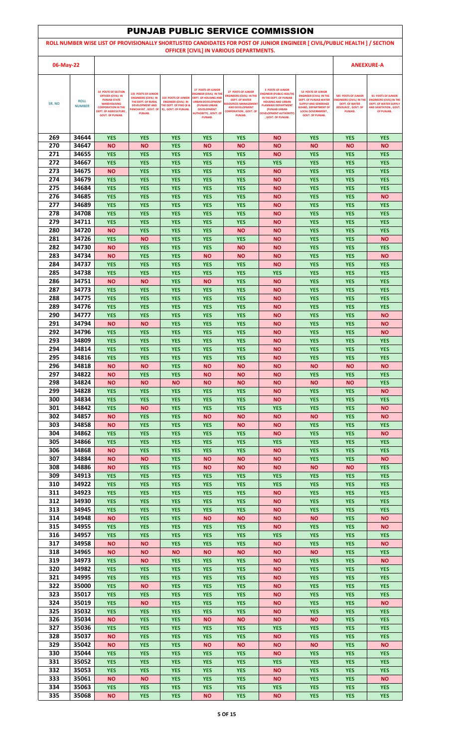# PUNJAB PUBLIC SERVICE COMMISSION

**ROLL NUMBER WISE LIST OF PROVISIONALLY SHORTLISTED CANDIDATES FOR POST OF JUNIOR ENGINEER [ CIVIL/PUBLIC HEALTH ] / SECTION OFFICER [CIVIL] IN VARIOUS DEPARTMENTS.**

**06-May-22** **ANEEXURE-A**

| SR. NO | ROLL NUMBER | 10 POSTS OF SECTION OFFICER (CIVIL) IN PUNJAB STATE WAREHOUSING CORPORATION IN THE DEPT. OF AGRICULTURE , GOVT. OF PUNJAB. | 135 POSTS OF JUNIOR ENGINEERS (CIVIL) IN THE DEPT. OF RURAL DEVELOPMENT AND PANCHAYAT , GOVT. OF PUNJAB. | 210 POSTS OF JUNIOR ENGINEER (CIVIL) IN THE DEPT. OF PWD (B & R) , GOVT. OF PUNJAB. | 27 POSTS OF JUNIOR ENGINEER (CIVIL) IN THE DEPT. OF HOUSING AND URBAN DEVELOPMENT (PUNJAB URBAN DEVELOPMENT AUTHORITY) , GOVT. OF PUNJAB. | 27 POSTS OF JUNIOR ENGINEERS (CIVIL) IN THE DEPT. OF WATER RESOURCES MANAGEMENT AND DEVELOPMENT CORPORATION , GOVT. OF PUNJAB. | 5 POSTS OF JUNIOR ENGINEER (PUBLIC HEALTH) IN THE DEPT. OF PUNJAB HOUSING AND URBAN PLANNING DEPARTMENT (PUNJAB URBAN DEVELOPMENT AUTHORITY) , GOVT. OF PUNJAB. | 53 POSTS OF JUNIOR ENGINEER (CIVIL) IN THE DEPT. OF PUNJAB WATER SUPPLY AND SEWERAGE BOARD, DEPARTMENT OF LOCAL GOVERNMENT , GOVT. OF PUNJAB. | 385 POSTS OF JUNIOR ENGINEERS (CIVIL) IN THE DEPT. OF WATER RESOURCE , GOVT. OF PUNJAB. | 81 POSTS OF JUNIOR ENGINEERS (CIVIL) IN THE DEPT. OF WATER SUPPLY AND SANITATION , GOVT. OF PUNJAB. |
|---|---|---|---|---|---|---|---|---|---|---|
| 269 | 34644 | YES | YES | YES | YES | YES | NO | YES | YES | YES |
| 270 | 34647 | NO | NO | YES | NO | NO | NO | NO | NO | NO |
| 271 | 34655 | YES | YES | YES | YES | YES | NO | YES | YES | YES |
| 272 | 34667 | YES | YES | YES | YES | YES | YES | YES | YES | YES |
| 273 | 34675 | NO | YES | YES | YES | YES | NO | YES | YES | YES |
| 274 | 34679 | YES | YES | YES | YES | YES | NO | YES | YES | YES |
| 275 | 34684 | YES | YES | YES | YES | YES | NO | YES | YES | YES |
| 276 | 34685 | YES | YES | YES | YES | YES | NO | YES | YES | NO |
| 277 | 34689 | YES | YES | YES | YES | YES | NO | YES | YES | YES |
| 278 | 34708 | YES | YES | YES | YES | YES | NO | YES | YES | YES |
| 279 | 34711 | YES | YES | YES | YES | YES | NO | YES | YES | YES |
| 280 | 34720 | NO | YES | YES | YES | NO | NO | YES | YES | YES |
| 281 | 34726 | YES | NO | YES | YES | YES | NO | YES | YES | NO |
| 282 | 34730 | NO | YES | YES | YES | NO | NO | YES | YES | YES |
| 283 | 34734 | NO | YES | YES | NO | NO | NO | YES | YES | NO |
| 284 | 34737 | YES | YES | YES | YES | YES | NO | YES | YES | YES |
| 285 | 34738 | YES | YES | YES | YES | YES | YES | YES | YES | YES |
| 286 | 34751 | NO | NO | YES | NO | YES | NO | YES | YES | YES |
| 287 | 34773 | YES | YES | YES | YES | YES | NO | YES | YES | YES |
| 288 | 34775 | YES | YES | YES | YES | YES | NO | YES | YES | YES |
| 289 | 34776 | YES | YES | YES | YES | YES | NO | YES | YES | YES |
| 290 | 34777 | YES | YES | YES | YES | YES | NO | YES | YES | NO |
| 291 | 34794 | NO | NO | YES | YES | YES | NO | YES | YES | NO |
| 292 | 34796 | YES | YES | YES | YES | YES | NO | YES | YES | NO |
| 293 | 34809 | YES | YES | YES | YES | YES | NO | YES | YES | YES |
| 294 | 34814 | YES | YES | YES | YES | YES | NO | YES | YES | YES |
| 295 | 34816 | YES | YES | YES | YES | YES | NO | YES | YES | YES |
| 296 | 34818 | NO | NO | YES | NO | NO | NO | NO | NO | NO |
| 297 | 34822 | NO | YES | YES | NO | NO | NO | YES | YES | YES |
| 298 | 34824 | NO | NO | NO | NO | NO | NO | NO | NO | YES |
| 299 | 34828 | YES | YES | YES | YES | YES | NO | YES | YES | NO |
| 300 | 34834 | YES | YES | YES | YES | YES | NO | YES | YES | YES |
| 301 | 34842 | YES | NO | YES | YES | YES | YES | YES | YES | NO |
| 302 | 34857 | NO | YES | YES | NO | NO | NO | NO | YES | NO |
| 303 | 34858 | NO | YES | YES | YES | NO | NO | YES | YES | YES |
| 304 | 34862 | YES | YES | YES | YES | YES | NO | YES | YES | NO |
| 305 | 34866 | YES | YES | YES | YES | YES | YES | YES | YES | YES |
| 306 | 34868 | NO | YES | YES | YES | YES | NO | YES | YES | YES |
| 307 | 34884 | NO | NO | YES | NO | NO | NO | YES | YES | NO |
| 308 | 34886 | NO | YES | YES | NO | NO | NO | NO | NO | YES |
| 309 | 34913 | YES | YES | YES | YES | YES | YES | YES | YES | YES |
| 310 | 34922 | YES | YES | YES | YES | YES | YES | YES | YES | YES |
| 311 | 34923 | YES | YES | YES | YES | YES | NO | YES | YES | YES |
| 312 | 34930 | YES | YES | YES | YES | YES | NO | YES | YES | YES |
| 313 | 34945 | YES | YES | YES | YES | YES | NO | YES | YES | YES |
| 314 | 34948 | NO | YES | YES | NO | NO | NO | NO | YES | NO |
| 315 | 34955 | YES | YES | YES | YES | YES | NO | YES | YES | NO |
| 316 | 34957 | YES | YES | YES | YES | YES | YES | YES | YES | YES |
| 317 | 34958 | NO | NO | YES | YES | YES | NO | YES | YES | NO |
| 318 | 34965 | NO | NO | NO | NO | NO | NO | NO | YES | YES |
| 319 | 34973 | YES | NO | YES | YES | YES | NO | YES | YES | NO |
| 320 | 34982 | YES | YES | YES | YES | YES | NO | YES | YES | YES |
| 321 | 34995 | YES | YES | YES | YES | YES | NO | YES | YES | YES |
| 322 | 35000 | YES | NO | YES | YES | YES | NO | YES | YES | YES |
| 323 | 35017 | YES | YES | YES | YES | YES | NO | YES | YES | YES |
| 324 | 35019 | YES | NO | YES | YES | YES | NO | YES | YES | NO |
| 325 | 35032 | YES | YES | YES | YES | YES | NO | YES | YES | YES |
| 326 | 35034 | NO | YES | YES | NO | NO | NO | NO | YES | YES |
| 327 | 35036 | YES | YES | YES | YES | YES | YES | YES | YES | YES |
| 328 | 35037 | NO | YES | YES | YES | YES | NO | YES | YES | YES |
| 329 | 35042 | NO | YES | YES | NO | NO | NO | NO | YES | NO |
| 330 | 35044 | YES | YES | YES | YES | YES | NO | YES | YES | YES |
| 331 | 35052 | YES | YES | YES | YES | YES | YES | YES | YES | YES |
| 332 | 35053 | YES | YES | YES | YES | YES | NO | YES | YES | YES |
| 333 | 35061 | NO | NO | YES | YES | YES | NO | YES | YES | NO |
| 334 | 35063 | YES | YES | YES | YES | YES | YES | YES | YES | YES |
| 335 | 35068 | NO | YES | YES | NO | YES | NO | YES | YES | YES |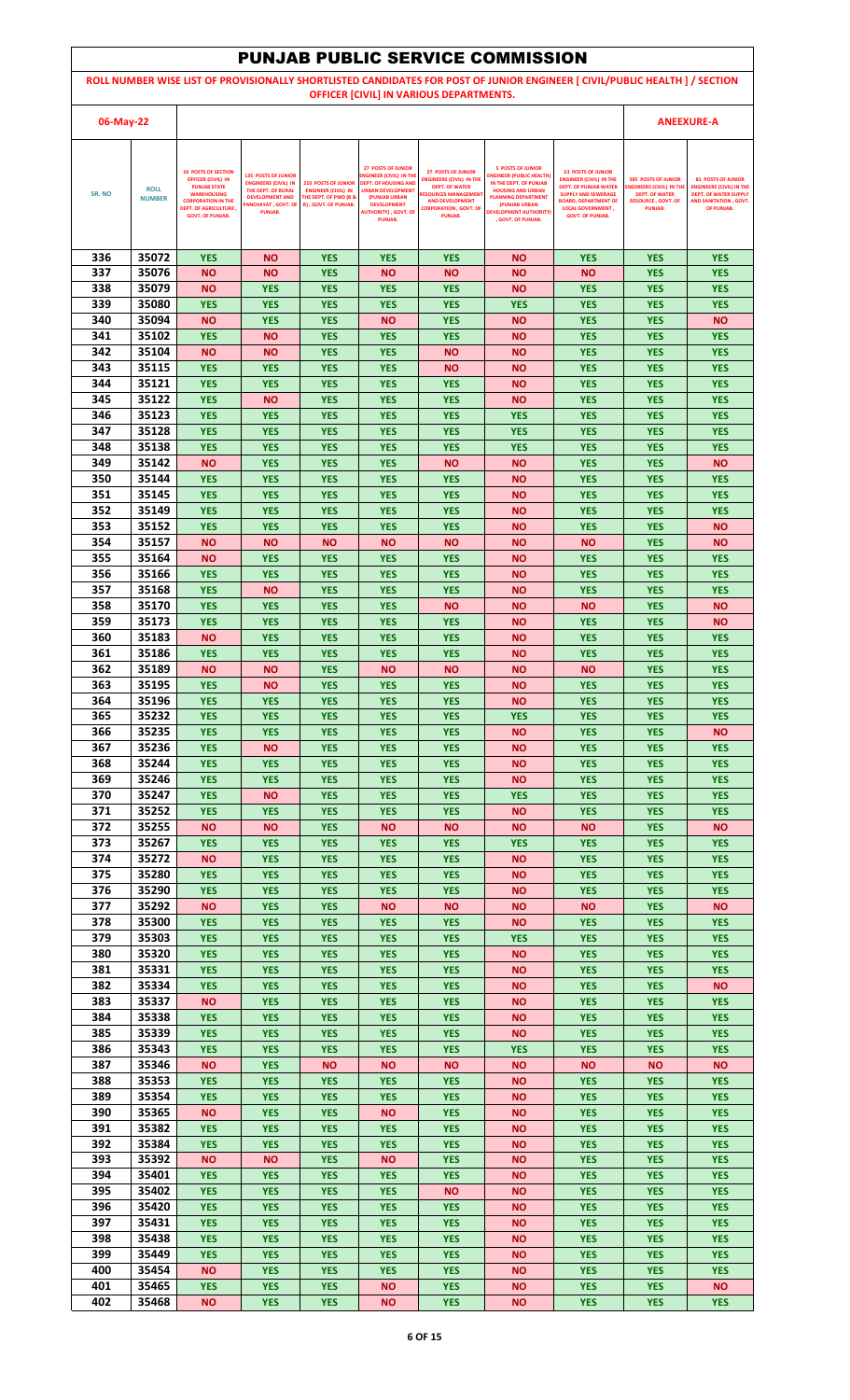# PUNJAB PUBLIC SERVICE COMMISSION

**ROLL NUMBER WISE LIST OF PROVISIONALLY SHORTLISTED CANDIDATES FOR POST OF JUNIOR ENGINEER [ CIVIL/PUBLIC HEALTH ] / SECTION OFFICER [CIVIL] IN VARIOUS DEPARTMENTS.**

06-May-22

**ANEEXURE-A**

| SR. NO | ROLL NUMBER | 10 POSTS OF SECTION OFFICER (CIVIL) IN PUNJAB STATE WAREHOUSING CORPORATION IN THE DEPT. OF AGRICULTURE , GOVT. OF PUNJAB. | 135 POSTS OF JUNIOR ENGINEERS (CIVIL) IN THE DEPT. OF RURAL DEVELOPMENT AND PANCHAYAT , GOVT. OF PUNJAB. | 210 POSTS OF JUNIOR ENGINEER (CIVIL) IN THE DEPT. OF PWD (B & R) , GOVT. OF PUNJAB. | 27 POSTS OF JUNIOR ENGINEER (CIVIL) IN THE DEPT. OF HOUSING AND URBAN DEVELOPMENT (PUNJAB URBAN DEVELOPMENT AUTHORITY) , GOVT. OF PUNJAB. | 27 POSTS OF JUNIOR ENGINEERS (CIVIL) IN THE DEPT. OF WATER RESOURCES MANAGEMENT AND DEVELOPMENT CORPORATION , GOVT. OF PUNJAB. | 5 POSTS OF JUNIOR ENGINEER (PUBLIC HEALTH) IN THE DEPT. OF PUNJAB HOUSING AND URBAN PLANNING DEPARTMENT (PUNJAB URBAN DEVELOPMENT AUTHORITY) , GOVT. OF PUNJAB. | 53 POSTS OF JUNIOR ENGINEER (CIVIL) IN THE DEPT. OF PUNJAB WATER SUPPLY AND SEWERAGE BOARD, DEPARTMENT OF LOCAL GOVERNMENT , GOVT. OF PUNJAB. | 585 POSTS OF JUNIOR ENGINEERS (CIVIL) IN THE DEPT. OF WATER RESOURCE , GOVT. OF PUNJAB. | 81 POSTS OF JUNIOR ENGINEERS (CIVIL) IN THE DEPT. OF WATER SUPPLY AND SANITATION , GOVT. OF PUNJAB. |
|---|---|---|---|---|---|---|---|---|---|---|
| 336 | 35072 | YES | NO | YES | YES | YES | NO | YES | YES | YES |
| 337 | 35076 | NO | NO | YES | NO | NO | NO | NO | YES | YES |
| 338 | 35079 | NO | YES | YES | YES | YES | NO | YES | YES | YES |
| 339 | 35080 | YES | YES | YES | YES | YES | YES | YES | YES | YES |
| 340 | 35094 | NO | YES | YES | NO | YES | NO | YES | YES | NO |
| 341 | 35102 | YES | NO | YES | YES | YES | NO | YES | YES | YES |
| 342 | 35104 | NO | NO | YES | YES | NO | NO | YES | YES | YES |
| 343 | 35115 | YES | YES | YES | YES | NO | NO | YES | YES | YES |
| 344 | 35121 | YES | YES | YES | YES | YES | NO | YES | YES | YES |
| 345 | 35122 | YES | NO | YES | YES | YES | NO | YES | YES | YES |
| 346 | 35123 | YES | YES | YES | YES | YES | YES | YES | YES | YES |
| 347 | 35128 | YES | YES | YES | YES | YES | YES | YES | YES | YES |
| 348 | 35138 | YES | YES | YES | YES | YES | YES | YES | YES | YES |
| 349 | 35142 | NO | YES | YES | YES | NO | NO | YES | YES | NO |
| 350 | 35144 | YES | YES | YES | YES | YES | NO | YES | YES | YES |
| 351 | 35145 | YES | YES | YES | YES | YES | NO | YES | YES | YES |
| 352 | 35149 | YES | YES | YES | YES | YES | NO | YES | YES | YES |
| 353 | 35152 | YES | YES | YES | YES | YES | NO | YES | YES | NO |
| 354 | 35157 | NO | NO | NO | NO | NO | NO | NO | YES | NO |
| 355 | 35164 | NO | YES | YES | YES | YES | NO | YES | YES | YES |
| 356 | 35166 | YES | YES | YES | YES | YES | NO | YES | YES | YES |
| 357 | 35168 | YES | NO | YES | YES | YES | NO | YES | YES | YES |
| 358 | 35170 | YES | YES | YES | YES | NO | NO | NO | YES | NO |
| 359 | 35173 | YES | YES | YES | YES | YES | NO | YES | YES | NO |
| 360 | 35183 | NO | YES | YES | YES | YES | NO | YES | YES | YES |
| 361 | 35186 | YES | YES | YES | YES | YES | NO | YES | YES | YES |
| 362 | 35189 | NO | NO | YES | NO | NO | NO | NO | YES | YES |
| 363 | 35195 | YES | NO | YES | YES | YES | NO | YES | YES | YES |
| 364 | 35196 | YES | YES | YES | YES | YES | NO | YES | YES | YES |
| 365 | 35232 | YES | YES | YES | YES | YES | YES | YES | YES | YES |
| 366 | 35235 | YES | YES | YES | YES | YES | NO | YES | YES | NO |
| 367 | 35236 | YES | NO | YES | YES | YES | NO | YES | YES | YES |
| 368 | 35244 | YES | YES | YES | YES | YES | NO | YES | YES | YES |
| 369 | 35246 | YES | YES | YES | YES | YES | NO | YES | YES | YES |
| 370 | 35247 | YES | NO | YES | YES | YES | YES | YES | YES | YES |
| 371 | 35252 | YES | YES | YES | YES | YES | NO | YES | YES | YES |
| 372 | 35255 | NO | NO | YES | NO | NO | NO | NO | YES | NO |
| 373 | 35267 | YES | YES | YES | YES | YES | YES | YES | YES | YES |
| 374 | 35272 | NO | YES | YES | YES | YES | NO | YES | YES | YES |
| 375 | 35280 | YES | YES | YES | YES | YES | NO | YES | YES | YES |
| 376 | 35290 | YES | YES | YES | YES | YES | NO | YES | YES | YES |
| 377 | 35292 | NO | YES | YES | NO | NO | NO | NO | YES | NO |
| 378 | 35300 | YES | YES | YES | YES | YES | NO | YES | YES | YES |
| 379 | 35303 | YES | YES | YES | YES | YES | YES | YES | YES | YES |
| 380 | 35320 | YES | YES | YES | YES | YES | NO | YES | YES | YES |
| 381 | 35331 | YES | YES | YES | YES | YES | NO | YES | YES | YES |
| 382 | 35334 | YES | YES | YES | YES | YES | NO | YES | YES | NO |
| 383 | 35337 | NO | YES | YES | YES | YES | NO | YES | YES | YES |
| 384 | 35338 | YES | YES | YES | YES | YES | NO | YES | YES | YES |
| 385 | 35339 | YES | YES | YES | YES | YES | NO | YES | YES | YES |
| 386 | 35343 | YES | YES | YES | YES | YES | YES | YES | YES | YES |
| 387 | 35346 | NO | YES | NO | NO | NO | NO | NO | NO | NO |
| 388 | 35353 | YES | YES | YES | YES | YES | NO | YES | YES | YES |
| 389 | 35354 | YES | YES | YES | YES | YES | NO | YES | YES | YES |
| 390 | 35365 | NO | YES | YES | NO | YES | NO | YES | YES | YES |
| 391 | 35382 | YES | YES | YES | YES | YES | NO | YES | YES | YES |
| 392 | 35384 | YES | YES | YES | YES | YES | NO | YES | YES | YES |
| 393 | 35392 | NO | NO | YES | NO | YES | NO | YES | YES | YES |
| 394 | 35401 | YES | YES | YES | YES | YES | NO | YES | YES | YES |
| 395 | 35402 | YES | YES | YES | YES | NO | NO | YES | YES | YES |
| 396 | 35420 | YES | YES | YES | YES | YES | NO | YES | YES | YES |
| 397 | 35431 | YES | YES | YES | YES | YES | NO | YES | YES | YES |
| 398 | 35438 | YES | YES | YES | YES | YES | NO | YES | YES | YES |
| 399 | 35449 | YES | YES | YES | YES | YES | NO | YES | YES | YES |
| 400 | 35454 | NO | YES | YES | YES | YES | NO | YES | YES | YES |
| 401 | 35465 | YES | YES | YES | NO | YES | NO | YES | YES | NO |
| 402 | 35468 | NO | YES | YES | NO | YES | NO | YES | YES | YES |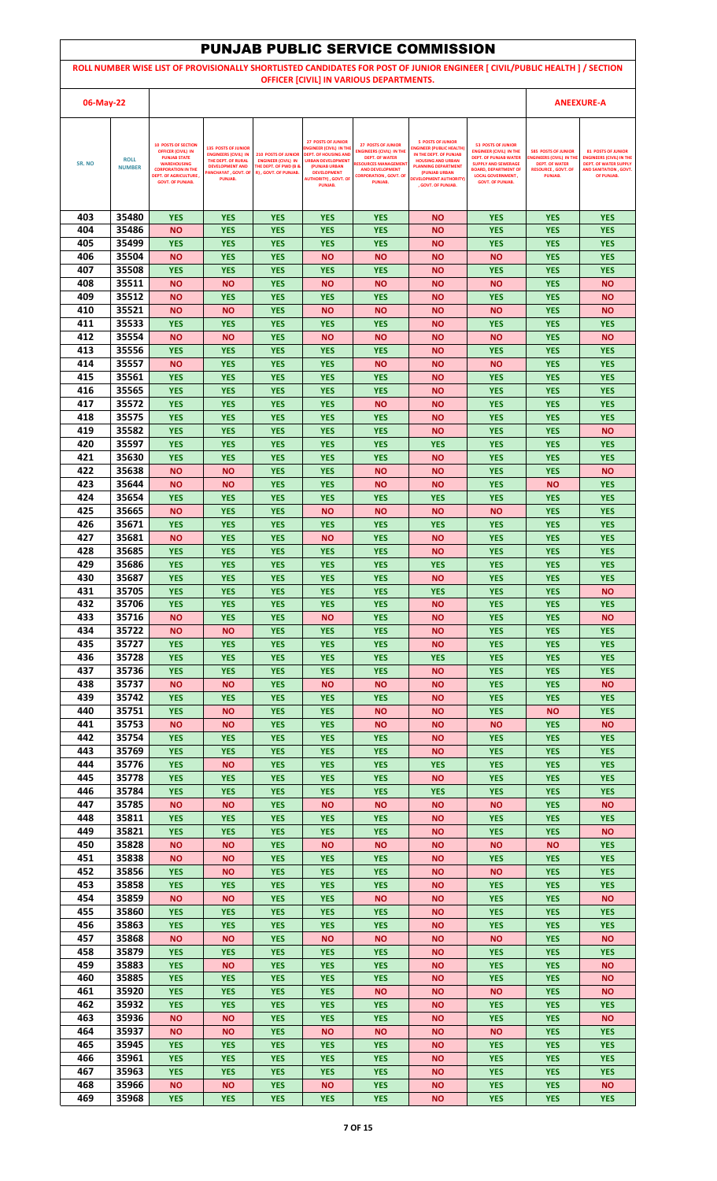# PUNJAB PUBLIC SERVICE COMMISSION

**ROLL NUMBER WISE LIST OF PROVISIONALLY SHORTLISTED CANDIDATES FOR POST OF JUNIOR ENGINEER [ CIVIL/PUBLIC HEALTH ] / SECTION OFFICER [CIVIL] IN VARIOUS DEPARTMENTS.**

**06-May-22** **ANEEXURE-A**

| SR. NO | ROLL NUMBER | 10 POSTS OF SECTION OFFICER (CIVIL) IN PUNJAB STATE WAREHOUSING CORPORATION IN THE DEPT. OF AGRICULTURE, GOVT. OF PUNJAB. | 135 POSTS OF JUNIOR ENGINEERS (CIVIL) IN THE DEPT. OF RURAL DEVELOPMENT AND PANCHAYAT , GOVT. OF PUNJAB. | 210 POSTS OF JUNIOR ENGINEER (CIVIL) IN THE DEPT. OF PWD (B & R) , GOVT. OF PUNJAB. | 27 POSTS OF JUNIOR ENGINEER (CIVIL) IN THE DEPT. OF HOUSING AND URBAN DEVELOPMENT (PUNJAB URBAN DEVELOPMENT AUTHORITY) , GOVT. OF PUNJAB. | 27 POSTS OF JUNIOR ENGINEERS (CIVIL) IN THE DEPT. OF WATER RESOURCES MANAGEMENT AND DEVELOPMENT CORPORATION , GOVT. OF PUNJAB. | 5 POSTS OF JUNIOR ENGINEER (PUBLIC HEALTH) IN THE DEPT. OF PUNJAB HOUSING AND URBAN PLANNING DEPARTMENT (PUNJAB URBAN DEVELOPMENT AUTHORITY) , GOVT. OF PUNJAB. | 53 POSTS OF JUNIOR ENGINEER (CIVIL) IN THE DEPT. OF PUNJAB WATER SUPPLY AND SEWERAGE BOARD, DEPARTMENT OF LOCAL GOVERNMENT , GOVT. OF PUNJAB. | 585 POSTS OF JUNIOR ENGINEERS (CIVIL) IN THE DEPT. OF WATER RESOURCE , GOVT. OF PUNJAB. | 81 POSTS OF JUNIOR ENGINEERS (CIVIL) IN THE DEPT. OF WATER SUPPLY AND SANITATION , GOVT. OF PUNJAB. |
|---|---|---|---|---|---|---|---|---|---|---|
| 403 | 35480 | YES | YES | YES | YES | YES | NO | YES | YES | YES |
| 404 | 35486 | NO | YES | YES | YES | YES | NO | YES | YES | YES |
| 405 | 35499 | YES | YES | YES | YES | YES | NO | YES | YES | YES |
| 406 | 35504 | NO | YES | YES | NO | NO | NO | NO | YES | YES |
| 407 | 35508 | YES | YES | YES | YES | YES | NO | YES | YES | YES |
| 408 | 35511 | NO | NO | YES | NO | NO | NO | NO | YES | NO |
| 409 | 35512 | NO | YES | YES | YES | YES | NO | YES | YES | NO |
| 410 | 35521 | NO | NO | YES | NO | NO | NO | NO | YES | NO |
| 411 | 35533 | YES | YES | YES | YES | YES | NO | YES | YES | YES |
| 412 | 35554 | NO | NO | YES | NO | NO | NO | NO | YES | NO |
| 413 | 35556 | YES | YES | YES | YES | YES | NO | YES | YES | YES |
| 414 | 35557 | NO | YES | YES | YES | NO | NO | NO | YES | YES |
| 415 | 35561 | YES | YES | YES | YES | YES | NO | YES | YES | YES |
| 416 | 35565 | YES | YES | YES | YES | YES | NO | YES | YES | YES |
| 417 | 35572 | YES | YES | YES | YES | NO | NO | YES | YES | YES |
| 418 | 35575 | YES | YES | YES | YES | YES | NO | YES | YES | YES |
| 419 | 35582 | YES | YES | YES | YES | YES | NO | YES | YES | NO |
| 420 | 35597 | YES | YES | YES | YES | YES | YES | YES | YES | YES |
| 421 | 35630 | YES | YES | YES | YES | YES | NO | YES | YES | YES |
| 422 | 35638 | NO | NO | YES | YES | NO | NO | YES | YES | NO |
| 423 | 35644 | NO | NO | YES | YES | NO | NO | YES | NO | YES |
| 424 | 35654 | YES | YES | YES | YES | YES | YES | YES | YES | YES |
| 425 | 35665 | NO | YES | YES | NO | NO | NO | NO | YES | YES |
| 426 | 35671 | YES | YES | YES | YES | YES | YES | YES | YES | YES |
| 427 | 35681 | NO | YES | YES | NO | YES | NO | YES | YES | YES |
| 428 | 35685 | YES | YES | YES | YES | YES | NO | YES | YES | YES |
| 429 | 35686 | YES | YES | YES | YES | YES | YES | YES | YES | YES |
| 430 | 35687 | YES | YES | YES | YES | YES | NO | YES | YES | YES |
| 431 | 35705 | YES | YES | YES | YES | YES | YES | YES | YES | NO |
| 432 | 35706 | YES | YES | YES | YES | YES | NO | YES | YES | YES |
| 433 | 35716 | NO | YES | YES | NO | YES | NO | YES | YES | NO |
| 434 | 35722 | NO | NO | YES | YES | YES | NO | YES | YES | YES |
| 435 | 35727 | YES | YES | YES | YES | YES | NO | YES | YES | YES |
| 436 | 35728 | YES | YES | YES | YES | YES | YES | YES | YES | YES |
| 437 | 35736 | YES | YES | YES | YES | YES | NO | YES | YES | YES |
| 438 | 35737 | NO | NO | YES | NO | NO | NO | YES | YES | NO |
| 439 | 35742 | YES | YES | YES | YES | YES | NO | YES | YES | YES |
| 440 | 35751 | YES | NO | YES | YES | NO | NO | YES | NO | YES |
| 441 | 35753 | NO | NO | YES | YES | NO | NO | NO | YES | NO |
| 442 | 35754 | YES | YES | YES | YES | YES | NO | YES | YES | YES |
| 443 | 35769 | YES | YES | YES | YES | YES | NO | YES | YES | YES |
| 444 | 35776 | YES | NO | YES | YES | YES | YES | YES | YES | YES |
| 445 | 35778 | YES | YES | YES | YES | YES | NO | YES | YES | YES |
| 446 | 35784 | YES | YES | YES | YES | YES | YES | YES | YES | YES |
| 447 | 35785 | NO | NO | YES | NO | NO | NO | NO | YES | NO |
| 448 | 35811 | YES | YES | YES | YES | YES | NO | YES | YES | YES |
| 449 | 35821 | YES | YES | YES | YES | YES | NO | YES | YES | NO |
| 450 | 35828 | NO | NO | YES | NO | NO | NO | NO | NO | YES |
| 451 | 35838 | NO | NO | YES | YES | YES | NO | YES | YES | YES |
| 452 | 35856 | YES | NO | YES | YES | YES | NO | NO | YES | YES |
| 453 | 35858 | YES | YES | YES | YES | YES | NO | YES | YES | YES |
| 454 | 35859 | NO | NO | YES | YES | NO | NO | YES | YES | NO |
| 455 | 35860 | YES | YES | YES | YES | YES | NO | YES | YES | YES |
| 456 | 35863 | YES | YES | YES | YES | YES | NO | YES | YES | YES |
| 457 | 35868 | NO | NO | YES | NO | NO | NO | NO | YES | NO |
| 458 | 35879 | YES | YES | YES | YES | YES | NO | YES | YES | YES |
| 459 | 35883 | YES | NO | YES | YES | YES | NO | YES | YES | NO |
| 460 | 35885 | YES | YES | YES | YES | YES | NO | YES | YES | NO |
| 461 | 35920 | YES | YES | YES | YES | NO | NO | NO | YES | NO |
| 462 | 35932 | YES | YES | YES | YES | YES | NO | YES | YES | YES |
| 463 | 35936 | NO | NO | YES | YES | YES | NO | YES | YES | NO |
| 464 | 35937 | NO | NO | YES | NO | NO | NO | NO | YES | YES |
| 465 | 35945 | YES | YES | YES | YES | YES | NO | YES | YES | YES |
| 466 | 35961 | YES | YES | YES | YES | YES | NO | YES | YES | YES |
| 467 | 35963 | YES | YES | YES | YES | YES | NO | YES | YES | YES |
| 468 | 35966 | NO | NO | YES | NO | YES | NO | YES | YES | NO |
| 469 | 35968 | YES | YES | YES | YES | YES | NO | YES | YES | YES |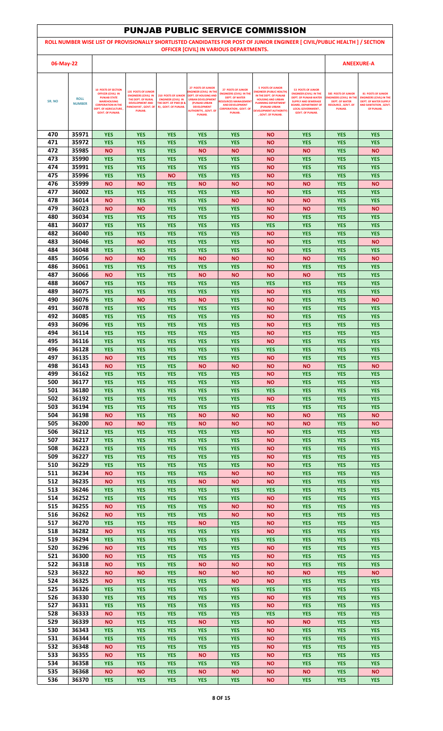# PUNJAB PUBLIC SERVICE COMMISSION

**ROLL NUMBER WISE LIST OF PROVISIONALLY SHORTLISTED CANDIDATES FOR POST OF JUNIOR ENGINEER [ CIVIL/PUBLIC HEALTH ] / SECTION OFFICER [CIVIL] IN VARIOUS DEPARTMENTS.**

**06-May-22** | **ANEEXURE-A**

| SR. NO | ROLL NUMBER | 10 POSTS OF SECTION OFFICER (CIVIL) IN PUNJAB STATE WAREHOUSING CORPORATION IN THE DEPT. OF AGRICULTURE , GOVT. OF PUNJAB. | 135 POSTS OF JUNIOR ENGINEERS (CIVIL) IN THE DEPT. OF RURAL DEVELOPMENT AND PANCHAYAT , GOVT. OF PUNJAB. | 210 POSTS OF JUNIOR ENGINEER (CIVIL) IN THE DEPT. OF PWD (B & R) , GOVT. OF PUNJAB. | 27 POSTS OF JUNIOR ENGINEER (CIVIL) IN THE DEPT. OF HOUSING AND URBAN DEVELOPMENT (PUNJAB URBAN DEVELOPMENT AUTHORITY) , GOVT. OF PUNJAB. | 27 POSTS OF JUNIOR ENGINEERS (CIVIL) IN THE DEPT. OF WATER RESOURCES MANAGEMENT AND DEVELOPMENT CORPORATION , GOVT. OF PUNJAB. | 5 POSTS OF JUNIOR ENGINEER (PUBLIC HEALTH) IN THE DEPT. OF PUNJAB HOUSING AND URBAN PLANNING DEPARTMENT (PUNJAB URBAN DEVELOPMENT AUTHORITY) , GOVT. OF PUNJAB. | 53 POSTS OF JUNIOR ENGINEER (CIVIL) IN THE DEPT. OF PUNJAB WATER SUPPLY AND SEWERAGE BOARD, DEPARTMENT OF LOCAL GOVERNMENT , GOVT. OF PUNJAB. | 585 POSTS OF JUNIOR ENGINEERS (CIVIL) IN THE DEPT. OF WATER RESOURCE , GOVT. OF PUNJAB. | 81 POSTS OF JUNIOR ENGINEERS (CIVIL) IN THE DEPT. OF WATER SUPPLY AND SANITATION , GOVT. OF PUNJAB. |
|---|---|---|---|---|---|---|---|---|---|---|
| 470 | 35971 | YES | YES | YES | YES | YES | NO | YES | YES | YES |
| 471 | 35972 | YES | YES | YES | YES | YES | NO | YES | YES | YES |
| 472 | 35985 | NO | YES | YES | NO | NO | NO | NO | YES | NO |
| 473 | 35990 | YES | YES | YES | YES | YES | NO | YES | YES | YES |
| 474 | 35991 | YES | YES | YES | YES | YES | NO | YES | YES | YES |
| 475 | 35996 | YES | YES | NO | YES | YES | NO | YES | YES | YES |
| 476 | 35999 | NO | NO | YES | NO | NO | NO | NO | YES | NO |
| 477 | 36002 | YES | YES | YES | YES | YES | NO | YES | YES | YES |
| 478 | 36014 | NO | YES | YES | YES | NO | NO | NO | YES | YES |
| 479 | 36023 | NO | NO | YES | YES | YES | NO | NO | YES | NO |
| 480 | 36034 | YES | YES | YES | YES | YES | NO | YES | YES | YES |
| 481 | 36037 | YES | YES | YES | YES | YES | YES | YES | YES | YES |
| 482 | 36040 | YES | YES | YES | YES | YES | NO | YES | YES | YES |
| 483 | 36046 | YES | NO | YES | YES | YES | NO | YES | YES | NO |
| 484 | 36048 | YES | YES | YES | YES | YES | NO | YES | YES | YES |
| 485 | 36056 | NO | NO | YES | NO | NO | NO | NO | YES | NO |
| 486 | 36061 | YES | YES | YES | YES | YES | NO | YES | YES | YES |
| 487 | 36066 | NO | YES | YES | NO | NO | NO | NO | YES | YES |
| 488 | 36067 | YES | YES | YES | YES | YES | YES | YES | YES | YES |
| 489 | 36075 | YES | YES | YES | YES | YES | NO | YES | YES | YES |
| 490 | 36076 | YES | NO | YES | NO | YES | NO | YES | YES | NO |
| 491 | 36078 | YES | YES | YES | YES | YES | NO | YES | YES | YES |
| 492 | 36085 | YES | YES | YES | YES | YES | NO | YES | YES | YES |
| 493 | 36096 | YES | YES | YES | YES | YES | NO | YES | YES | YES |
| 494 | 36114 | YES | YES | YES | YES | YES | NO | YES | YES | YES |
| 495 | 36116 | YES | YES | YES | YES | YES | NO | YES | YES | YES |
| 496 | 36128 | YES | YES | YES | YES | YES | YES | YES | YES | YES |
| 497 | 36135 | NO | YES | YES | YES | YES | NO | YES | YES | YES |
| 498 | 36143 | NO | YES | YES | NO | NO | NO | NO | YES | NO |
| 499 | 36162 | YES | YES | YES | YES | YES | NO | YES | YES | YES |
| 500 | 36177 | YES | YES | YES | YES | YES | NO | YES | YES | YES |
| 501 | 36180 | YES | YES | YES | YES | YES | YES | YES | YES | YES |
| 502 | 36192 | YES | YES | YES | YES | YES | NO | YES | YES | YES |
| 503 | 36194 | YES | YES | YES | YES | YES | YES | YES | YES | YES |
| 504 | 36198 | NO | YES | YES | NO | NO | NO | NO | YES | NO |
| 505 | 36200 | NO | NO | YES | NO | NO | NO | NO | YES | NO |
| 506 | 36212 | YES | YES | YES | YES | YES | NO | YES | YES | YES |
| 507 | 36217 | YES | YES | YES | YES | YES | NO | YES | YES | YES |
| 508 | 36223 | YES | YES | YES | YES | YES | NO | YES | YES | YES |
| 509 | 36227 | YES | YES | YES | YES | YES | NO | YES | YES | YES |
| 510 | 36229 | YES | YES | YES | YES | YES | NO | YES | YES | YES |
| 511 | 36234 | NO | YES | YES | YES | NO | NO | YES | YES | YES |
| 512 | 36235 | NO | YES | YES | NO | NO | NO | YES | YES | YES |
| 513 | 36246 | YES | YES | YES | YES | YES | YES | YES | YES | YES |
| 514 | 36252 | YES | YES | YES | YES | YES | NO | YES | YES | YES |
| 515 | 36255 | NO | YES | YES | YES | NO | NO | YES | YES | YES |
| 516 | 36262 | NO | YES | YES | YES | NO | NO | YES | YES | YES |
| 517 | 36270 | YES | YES | YES | NO | YES | NO | YES | YES | YES |
| 518 | 36282 | NO | YES | YES | YES | YES | NO | YES | YES | YES |
| 519 | 36294 | YES | YES | YES | YES | YES | YES | YES | YES | YES |
| 520 | 36296 | NO | YES | YES | YES | YES | NO | YES | YES | YES |
| 521 | 36300 | NO | YES | YES | YES | YES | NO | YES | YES | YES |
| 522 | 36318 | NO | YES | YES | NO | NO | NO | YES | YES | YES |
| 523 | 36322 | NO | NO | YES | NO | NO | NO | NO | YES | NO |
| 524 | 36325 | NO | YES | YES | YES | NO | NO | YES | YES | YES |
| 525 | 36326 | YES | YES | YES | YES | YES | YES | YES | YES | YES |
| 526 | 36330 | YES | YES | YES | YES | YES | NO | YES | YES | YES |
| 527 | 36331 | YES | YES | YES | YES | YES | NO | YES | YES | YES |
| 528 | 36333 | NO | YES | YES | YES | YES | YES | YES | YES | YES |
| 529 | 36339 | NO | YES | YES | NO | YES | NO | NO | YES | YES |
| 530 | 36343 | YES | YES | YES | YES | YES | NO | YES | YES | YES |
| 531 | 36344 | YES | YES | YES | YES | YES | NO | YES | YES | YES |
| 532 | 36348 | NO | YES | YES | YES | YES | NO | YES | YES | YES |
| 533 | 36355 | NO | YES | YES | NO | YES | NO | YES | YES | YES |
| 534 | 36358 | YES | YES | YES | YES | YES | NO | YES | YES | YES |
| 535 | 36368 | NO | NO | YES | NO | NO | NO | NO | YES | NO |
| 536 | 36370 | YES | YES | YES | YES | YES | NO | YES | YES | YES |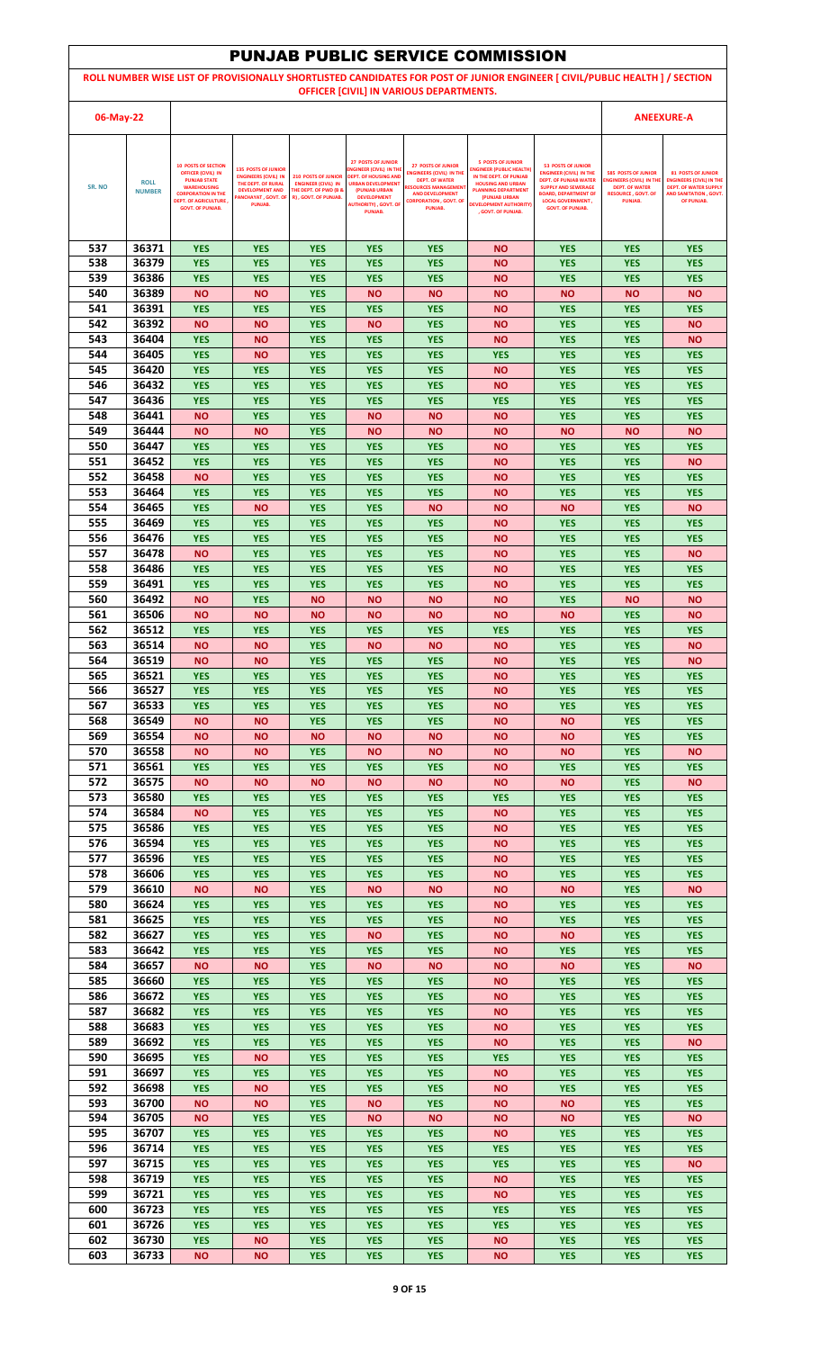# PUNJAB PUBLIC SERVICE COMMISSION

**ROLL NUMBER WISE LIST OF PROVISIONALLY SHORTLISTED CANDIDATES FOR POST OF JUNIOR ENGINEER [ CIVIL/PUBLIC HEALTH ] / SECTION OFFICER [CIVIL] IN VARIOUS DEPARTMENTS.**

06-May-22

**ANEEXURE-A**

| SR. NO | ROLL NUMBER | 10 POSTS OF SECTION OFFICER (CIVIL) IN PUNJAB STATE WAREHOUSING CORPORATION IN THE DEPT. OF AGRICULTURE , GOVT. OF PUNJAB. | 135 POSTS OF JUNIOR ENGINEERS (CIVIL) IN THE DEPT. OF RURAL DEVELOPMENT AND PANCHAYAT , GOVT. OF PUNJAB. | 210 POSTS OF JUNIOR ENGINEER (CIVIL) IN THE DEPT. OF PWD (B & R) , GOVT. OF PUNJAB. | 27 POSTS OF JUNIOR ENGINEER (CIVIL) IN THE DEPT. OF HOUSING AND URBAN DEVELOPMENT (PUNJAB URBAN DEVELOPMENT AUTHORITY) , GOVT. OF PUNJAB. | 27 POSTS OF JUNIOR ENGINEERS (CIVIL) IN THE DEPT. OF WATER RESOURCES MANAGEMENT AND DEVELOPMENT CORPORATION , GOVT. OF PUNJAB. | 5 POSTS OF JUNIOR ENGINEER (PUBLIC HEALTH) IN THE DEPT. OF PUNJAB HOUSING AND URBAN PLANNING DEPARTMENT (PUNJAB URBAN DEVELOPMENT AUTHORITY) , GOVT. OF PUNJAB. | 53 POSTS OF JUNIOR ENGINEER (CIVIL) IN THE DEPT. OF PUNJAB WATER SUPPLY AND SEWERAGE BOARD, DEPARTMENT OF LOCAL GOVERNMENT , GOVT. OF PUNJAB. | 585 POSTS OF JUNIOR ENGINEERS (CIVIL) IN THE DEPT. OF WATER RESOURCE , GOVT. OF PUNJAB. | 81 POSTS OF JUNIOR ENGINEERS (CIVIL) IN THE DEPT. OF WATER SUPPLY AND SANITATION , GOVT. OF PUNJAB. |
|---|---|---|---|---|---|---|---|---|---|---|
| 537 | 36371 | YES | YES | YES | YES | YES | NO | YES | YES | YES |
| 538 | 36379 | YES | YES | YES | YES | YES | NO | YES | YES | YES |
| 539 | 36386 | YES | YES | YES | YES | YES | NO | YES | YES | YES |
| 540 | 36389 | NO | NO | YES | NO | NO | NO | NO | NO | NO |
| 541 | 36391 | YES | YES | YES | YES | YES | NO | YES | YES | YES |
| 542 | 36392 | NO | NO | YES | NO | YES | NO | YES | YES | NO |
| 543 | 36404 | YES | NO | YES | YES | YES | NO | YES | YES | NO |
| 544 | 36405 | YES | NO | YES | YES | YES | YES | YES | YES | YES |
| 545 | 36420 | YES | YES | YES | YES | YES | NO | YES | YES | YES |
| 546 | 36432 | YES | YES | YES | YES | YES | NO | YES | YES | YES |
| 547 | 36436 | YES | YES | YES | YES | YES | YES | YES | YES | YES |
| 548 | 36441 | NO | YES | YES | NO | NO | NO | YES | YES | YES |
| 549 | 36444 | NO | NO | YES | NO | NO | NO | NO | NO | NO |
| 550 | 36447 | YES | YES | YES | YES | YES | NO | YES | YES | YES |
| 551 | 36452 | YES | YES | YES | YES | YES | NO | YES | YES | NO |
| 552 | 36458 | NO | YES | YES | YES | YES | NO | YES | YES | YES |
| 553 | 36464 | YES | YES | YES | YES | YES | NO | YES | YES | YES |
| 554 | 36465 | YES | NO | YES | YES | NO | NO | NO | YES | NO |
| 555 | 36469 | YES | YES | YES | YES | YES | NO | YES | YES | YES |
| 556 | 36476 | YES | YES | YES | YES | YES | NO | YES | YES | YES |
| 557 | 36478 | NO | YES | YES | YES | YES | NO | YES | YES | NO |
| 558 | 36486 | YES | YES | YES | YES | YES | NO | YES | YES | YES |
| 559 | 36491 | YES | YES | YES | YES | YES | NO | YES | YES | YES |
| 560 | 36492 | NO | YES | NO | NO | NO | NO | YES | NO | NO |
| 561 | 36506 | NO | NO | NO | NO | NO | NO | NO | YES | NO |
| 562 | 36512 | YES | YES | YES | YES | YES | YES | YES | YES | YES |
| 563 | 36514 | NO | NO | YES | NO | NO | NO | YES | YES | NO |
| 564 | 36519 | NO | NO | YES | YES | YES | NO | YES | YES | NO |
| 565 | 36521 | YES | YES | YES | YES | YES | NO | YES | YES | YES |
| 566 | 36527 | YES | YES | YES | YES | YES | NO | YES | YES | YES |
| 567 | 36533 | YES | YES | YES | YES | YES | NO | YES | YES | YES |
| 568 | 36549 | NO | NO | YES | YES | YES | NO | NO | YES | YES |
| 569 | 36554 | NO | NO | NO | NO | NO | NO | NO | YES | YES |
| 570 | 36558 | NO | NO | YES | NO | NO | NO | NO | YES | NO |
| 571 | 36561 | YES | YES | YES | YES | YES | NO | YES | YES | YES |
| 572 | 36575 | NO | NO | NO | NO | NO | NO | NO | YES | NO |
| 573 | 36580 | YES | YES | YES | YES | YES | YES | YES | YES | YES |
| 574 | 36584 | NO | YES | YES | YES | YES | NO | YES | YES | YES |
| 575 | 36586 | YES | YES | YES | YES | YES | NO | YES | YES | YES |
| 576 | 36594 | YES | YES | YES | YES | YES | NO | YES | YES | YES |
| 577 | 36596 | YES | YES | YES | YES | YES | NO | YES | YES | YES |
| 578 | 36606 | YES | YES | YES | YES | YES | NO | YES | YES | YES |
| 579 | 36610 | NO | NO | YES | NO | NO | NO | NO | YES | NO |
| 580 | 36624 | YES | YES | YES | YES | YES | NO | YES | YES | YES |
| 581 | 36625 | YES | YES | YES | YES | YES | NO | YES | YES | YES |
| 582 | 36627 | YES | YES | YES | NO | YES | NO | NO | YES | YES |
| 583 | 36642 | YES | YES | YES | YES | YES | NO | YES | YES | YES |
| 584 | 36657 | NO | NO | YES | NO | NO | NO | NO | YES | NO |
| 585 | 36660 | YES | YES | YES | YES | YES | NO | YES | YES | YES |
| 586 | 36672 | YES | YES | YES | YES | YES | NO | YES | YES | YES |
| 587 | 36682 | YES | YES | YES | YES | YES | NO | YES | YES | YES |
| 588 | 36683 | YES | YES | YES | YES | YES | NO | YES | YES | YES |
| 589 | 36692 | YES | YES | YES | YES | YES | NO | YES | YES | NO |
| 590 | 36695 | YES | NO | YES | YES | YES | YES | YES | YES | YES |
| 591 | 36697 | YES | YES | YES | YES | YES | NO | YES | YES | YES |
| 592 | 36698 | YES | NO | YES | YES | YES | NO | YES | YES | YES |
| 593 | 36700 | NO | NO | YES | NO | YES | NO | NO | YES | YES |
| 594 | 36705 | NO | YES | YES | NO | NO | NO | NO | YES | NO |
| 595 | 36707 | YES | YES | YES | YES | YES | NO | YES | YES | YES |
| 596 | 36714 | YES | YES | YES | YES | YES | YES | YES | YES | YES |
| 597 | 36715 | YES | YES | YES | YES | YES | YES | YES | YES | NO |
| 598 | 36719 | YES | YES | YES | YES | YES | NO | YES | YES | YES |
| 599 | 36721 | YES | YES | YES | YES | YES | NO | YES | YES | YES |
| 600 | 36723 | YES | YES | YES | YES | YES | YES | YES | YES | YES |
| 601 | 36726 | YES | YES | YES | YES | YES | YES | YES | YES | YES |
| 602 | 36730 | YES | NO | YES | YES | YES | NO | YES | YES | YES |
| 603 | 36733 | NO | NO | YES | YES | YES | NO | YES | YES | YES |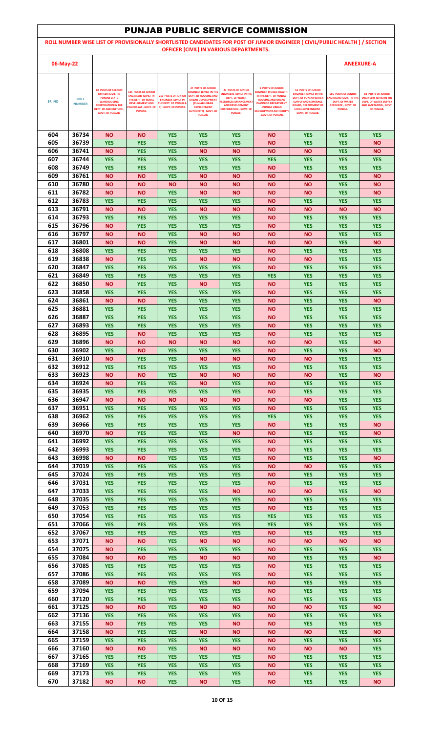# PUNJAB PUBLIC SERVICE COMMISSION

**ROLL NUMBER WISE LIST OF PROVISIONALLY SHORTLISTED CANDIDATES FOR POST OF JUNIOR ENGINEER [ CIVIL/PUBLIC HEALTH ] / SECTION OFFICER [CIVIL] IN VARIOUS DEPARTMENTS.**

06-May-22 **ANEEXURE-A**

| SR. NO | ROLL NUMBER | 10 POSTS OF SECTION OFFICER (CIVIL) IN THE PUNJAB STATE WAREHOUSING CORPORATION IN THE DEPT. OF AGRICULTURE , GOVT. OF PUNJAB. | 135 POSTS OF JUNIOR ENGINEERS (CIVIL) IN THE DEPT. OF RURAL DEVELOPMENT AND PANCHAYAT , GOVT. OF PUNJAB. | 210 POSTS OF JUNIOR ENGINEER (CIVIL) IN THE DEPT. OF PWD (B & R) , GOVT. OF PUNJAB. | 27 POSTS OF JUNIOR ENGINEER (CIVIL) IN THE DEPT. OF HOUSING AND URBAN DEVELOPMENT (PUNJAB URBAN DEVELOPMENT AUTHORITY) , GOVT. OF PUNJAB. | 27 POSTS OF JUNIOR ENGINEERS (CIVIL) IN THE DEPT. OF WATER RESOURCES MANAGEMENT AND DEVELOPMENT CORPORATION , GOVT. OF PUNJAB. | 5 POSTS OF JUNIOR ENGINEER (PUBLIC HEALTH) IN THE DEPT. OF PUNJAB HOUSING AND URBAN PLANNING DEPARTMENT (PUNJAB URBAN DEVELOPMENT AUTHORITY) , GOVT. OF PUNJAB. | 53 POSTS OF JUNIOR ENGINEER (CIVIL) IN THE DEPT. OF PUNJAB WATER SUPPLY AND SEWERAGE BOARD, DEPARTMENT OF LOCAL GOVERNMENT , GOVT. OF PUNJAB. | 585 POSTS OF JUNIOR ENGINEERS (CIVIL) IN THE DEPT. OF WATER RESOURCE , GOVT. OF PUNJAB. | 81 POSTS OF JUNIOR ENGINEERS (CIVIL) IN THE DEPT. OF WATER SUPPLY AND SANITATION , GOVT. OF PUNJAB. |
|---|---|---|---|---|---|---|---|---|---|---|
| 604 | 36734 | NO | NO | YES | YES | YES | NO | YES | YES | YES |
| 605 | 36739 | YES | YES | YES | YES | YES | NO | YES | YES | NO |
| 606 | 36741 | NO | YES | YES | NO | NO | NO | NO | YES | NO |
| 607 | 36744 | YES | YES | YES | YES | YES | YES | YES | YES | YES |
| 608 | 36749 | YES | YES | YES | YES | YES | NO | YES | YES | YES |
| 609 | 36761 | NO | NO | YES | NO | NO | NO | NO | YES | NO |
| 610 | 36780 | NO | NO | NO | NO | NO | NO | NO | YES | NO |
| 611 | 36782 | NO | NO | YES | NO | NO | NO | NO | YES | NO |
| 612 | 36783 | YES | YES | YES | YES | YES | NO | YES | YES | YES |
| 613 | 36791 | NO | NO | YES | NO | NO | NO | NO | NO | NO |
| 614 | 36793 | YES | YES | YES | YES | YES | NO | YES | YES | YES |
| 615 | 36796 | NO | YES | YES | YES | YES | NO | YES | YES | YES |
| 616 | 36797 | NO | NO | YES | NO | NO | NO | NO | YES | YES |
| 617 | 36801 | NO | NO | YES | NO | NO | NO | NO | YES | NO |
| 618 | 36808 | YES | YES | YES | YES | YES | NO | YES | YES | YES |
| 619 | 36838 | NO | YES | YES | NO | NO | NO | NO | YES | YES |
| 620 | 36847 | YES | YES | YES | YES | YES | NO | YES | YES | YES |
| 621 | 36849 | YES | YES | YES | YES | YES | YES | YES | YES | YES |
| 622 | 36850 | NO | YES | YES | NO | YES | NO | YES | YES | YES |
| 623 | 36858 | YES | YES | YES | YES | YES | NO | YES | YES | YES |
| 624 | 36861 | NO | NO | YES | YES | YES | NO | YES | YES | NO |
| 625 | 36881 | YES | YES | YES | YES | YES | NO | YES | YES | YES |
| 626 | 36887 | YES | YES | YES | YES | YES | NO | YES | YES | YES |
| 627 | 36893 | YES | YES | YES | YES | YES | NO | YES | YES | YES |
| 628 | 36895 | YES | NO | YES | YES | YES | NO | YES | YES | YES |
| 629 | 36896 | NO | NO | NO | NO | NO | NO | NO | YES | NO |
| 630 | 36902 | YES | NO | YES | YES | YES | NO | YES | YES | NO |
| 631 | 36910 | NO | YES | YES | NO | NO | NO | NO | YES | YES |
| 632 | 36912 | YES | YES | YES | YES | YES | NO | YES | YES | YES |
| 633 | 36923 | NO | NO | YES | NO | NO | NO | NO | YES | NO |
| 634 | 36924 | NO | YES | YES | NO | YES | NO | YES | YES | YES |
| 635 | 36935 | YES | YES | YES | YES | YES | NO | YES | YES | YES |
| 636 | 36947 | NO | NO | NO | NO | NO | NO | NO | YES | YES |
| 637 | 36951 | YES | YES | YES | YES | YES | NO | YES | YES | YES |
| 638 | 36962 | YES | YES | YES | YES | YES | YES | YES | YES | YES |
| 639 | 36966 | YES | YES | YES | YES | YES | NO | YES | YES | NO |
| 640 | 36970 | NO | YES | YES | YES | NO | NO | YES | YES | NO |
| 641 | 36992 | YES | YES | YES | YES | YES | NO | YES | YES | YES |
| 642 | 36993 | YES | YES | YES | YES | YES | NO | YES | YES | YES |
| 643 | 36998 | NO | NO | YES | YES | YES | NO | YES | YES | NO |
| 644 | 37019 | YES | YES | YES | YES | YES | NO | NO | YES | YES |
| 645 | 37024 | YES | YES | YES | YES | YES | NO | YES | YES | YES |
| 646 | 37031 | YES | YES | YES | YES | YES | NO | YES | YES | YES |
| 647 | 37033 | YES | YES | YES | YES | NO | NO | NO | YES | NO |
| 648 | 37035 | YES | YES | YES | YES | YES | NO | YES | YES | YES |
| 649 | 37053 | YES | YES | YES | YES | YES | NO | YES | YES | YES |
| 650 | 37054 | YES | YES | YES | YES | YES | YES | YES | YES | YES |
| 651 | 37066 | YES | YES | YES | YES | YES | YES | YES | YES | YES |
| 652 | 37067 | YES | YES | YES | YES | YES | NO | YES | YES | YES |
| 653 | 37071 | NO | NO | YES | NO | NO | NO | NO | NO | NO |
| 654 | 37075 | NO | YES | YES | YES | YES | NO | YES | YES | YES |
| 655 | 37084 | NO | NO | YES | NO | NO | NO | YES | YES | NO |
| 656 | 37085 | YES | YES | YES | YES | YES | NO | YES | YES | YES |
| 657 | 37086 | YES | YES | YES | YES | YES | NO | YES | YES | YES |
| 658 | 37089 | NO | NO | YES | YES | NO | NO | YES | YES | YES |
| 659 | 37094 | YES | YES | YES | YES | YES | NO | YES | YES | YES |
| 660 | 37120 | YES | YES | YES | YES | YES | NO | YES | YES | YES |
| 661 | 37125 | NO | NO | YES | NO | NO | NO | NO | YES | NO |
| 662 | 37136 | YES | YES | YES | YES | YES | NO | YES | YES | YES |
| 663 | 37155 | NO | YES | YES | YES | NO | NO | YES | YES | YES |
| 664 | 37158 | NO | YES | YES | NO | NO | NO | NO | YES | NO |
| 665 | 37159 | YES | YES | YES | YES | YES | NO | YES | YES | YES |
| 666 | 37160 | NO | NO | YES | NO | NO | NO | NO | NO | YES |
| 667 | 37165 | YES | YES | YES | YES | YES | NO | YES | YES | YES |
| 668 | 37169 | YES | YES | YES | YES | YES | NO | YES | YES | YES |
| 669 | 37173 | YES | YES | YES | YES | YES | NO | YES | YES | YES |
| 670 | 37182 | NO | NO | YES | NO | YES | NO | YES | YES | NO |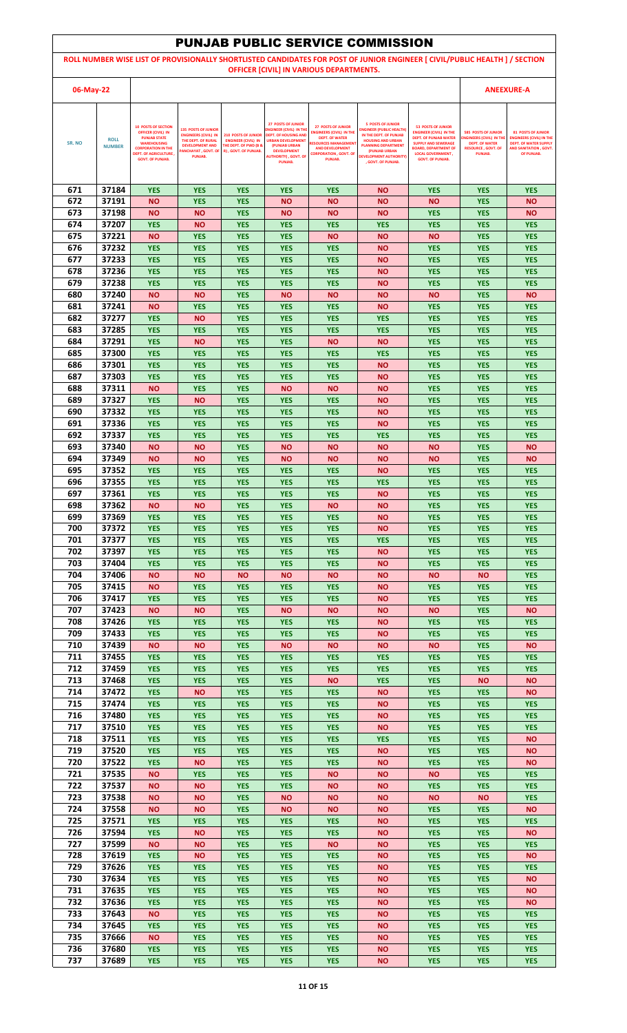# PUNJAB PUBLIC SERVICE COMMISSION

**ROLL NUMBER WISE LIST OF PROVISIONALLY SHORTLISTED CANDIDATES FOR POST OF JUNIOR ENGINEER [ CIVIL/PUBLIC HEALTH ] / SECTION OFFICER [CIVIL] IN VARIOUS DEPARTMENTS.**

**06-May-22** **ANEEXURE-A**

| SR. NO | ROLL NUMBER | 10 POSTS OF SECTION OFFICER (CIVIL) IN THE PUNJAB STATE WAREHOUSING CORPORATION IN THE DEPT. OF AGRICULTURE , GOVT. OF PUNJAB. | 135 POSTS OF JUNIOR ENGINEERS (CIVIL) IN THE DEPT. OF RURAL DEVELOPMENT AND PANCHAYAT , GOVT. OF PUNJAB. | 210 POSTS OF JUNIOR ENGINEER (CIVIL) IN THE DEPT. OF PWD (B & R) , GOVT. OF PUNJAB. | 27 POSTS OF JUNIOR ENGINEER (CIVIL) IN THE DEPT. OF HOUSING AND URBAN DEVELOPMENT (PUNJAB URBAN DEVELOPMENT AUTHORITY) , GOVT. OF PUNJAB. | 27 POSTS OF JUNIOR ENGINEERS (CIVIL) IN THE DEPT. OF WATER RESOURCES MANAGEMENT AND DEVELOPMENT CORPORATION , GOVT. OF PUNJAB. | 5 POSTS OF JUNIOR ENGINEER (PUBLIC HEALTH) IN THE DEPT. OF PUNJAB HOUSING AND URBAN PLANNING DEPARTMENT (PUNJAB URBAN DEVELOPMENT AUTHORITY) , GOVT. OF PUNJAB. | 53 POSTS OF JUNIOR ENGINEER (CIVIL) IN THE DEPT. OF PUNJAB WATER SUPPLY AND SEWERAGE BOARD, DEPARTMENT OF LOCAL GOVERNMENT , GOVT. OF PUNJAB. | 585 POSTS OF JUNIOR ENGINEERS (CIVIL) IN THE DEPT. OF WATER RESOURCE , GOVT. OF PUNJAB. | 81 POSTS OF JUNIOR ENGINEERS (CIVIL) IN THE DEPT. OF WATER SUPPLY AND SANITATION , GOVT. OF PUNJAB. |
|---|---|---|---|---|---|---|---|---|---|---|
| 671 | 37184 | YES | YES | YES | YES | YES | NO | YES | YES | YES |
| 672 | 37191 | NO | YES | YES | NO | NO | NO | NO | YES | NO |
| 673 | 37198 | NO | NO | YES | NO | NO | NO | YES | YES | NO |
| 674 | 37207 | YES | NO | YES | YES | YES | YES | YES | YES | YES |
| 675 | 37221 | NO | YES | YES | YES | NO | NO | NO | YES | YES |
| 676 | 37232 | YES | YES | YES | YES | YES | NO | YES | YES | YES |
| 677 | 37233 | YES | YES | YES | YES | YES | NO | YES | YES | YES |
| 678 | 37236 | YES | YES | YES | YES | YES | NO | YES | YES | YES |
| 679 | 37238 | YES | YES | YES | YES | YES | NO | YES | YES | YES |
| 680 | 37240 | NO | NO | YES | NO | NO | NO | NO | YES | NO |
| 681 | 37241 | NO | YES | YES | YES | YES | NO | YES | YES | YES |
| 682 | 37277 | YES | NO | YES | YES | YES | YES | YES | YES | YES |
| 683 | 37285 | YES | YES | YES | YES | YES | YES | YES | YES | YES |
| 684 | 37291 | YES | NO | YES | YES | NO | NO | YES | YES | YES |
| 685 | 37300 | YES | YES | YES | YES | YES | YES | YES | YES | YES |
| 686 | 37301 | YES | YES | YES | YES | YES | NO | YES | YES | YES |
| 687 | 37303 | YES | YES | YES | YES | YES | NO | YES | YES | YES |
| 688 | 37311 | NO | YES | YES | NO | NO | NO | YES | YES | YES |
| 689 | 37327 | YES | NO | YES | YES | YES | NO | YES | YES | YES |
| 690 | 37332 | YES | YES | YES | YES | YES | NO | YES | YES | YES |
| 691 | 37336 | YES | YES | YES | YES | YES | NO | YES | YES | YES |
| 692 | 37337 | YES | YES | YES | YES | YES | YES | YES | YES | YES |
| 693 | 37340 | NO | NO | YES | NO | NO | NO | NO | YES | NO |
| 694 | 37349 | NO | NO | YES | NO | NO | NO | NO | YES | NO |
| 695 | 37352 | YES | YES | YES | YES | YES | NO | YES | YES | YES |
| 696 | 37355 | YES | YES | YES | YES | YES | YES | YES | YES | YES |
| 697 | 37361 | YES | YES | YES | YES | YES | NO | YES | YES | YES |
| 698 | 37362 | NO | NO | YES | YES | NO | NO | YES | YES | YES |
| 699 | 37369 | YES | YES | YES | YES | YES | NO | YES | YES | YES |
| 700 | 37372 | YES | YES | YES | YES | YES | NO | YES | YES | YES |
| 701 | 37377 | YES | YES | YES | YES | YES | YES | YES | YES | YES |
| 702 | 37397 | YES | YES | YES | YES | YES | NO | YES | YES | YES |
| 703 | 37404 | YES | YES | YES | YES | YES | NO | YES | YES | YES |
| 704 | 37406 | NO | NO | NO | NO | NO | NO | NO | NO | YES |
| 705 | 37415 | NO | YES | YES | YES | YES | NO | YES | YES | YES |
| 706 | 37417 | YES | YES | YES | YES | YES | NO | YES | YES | YES |
| 707 | 37423 | NO | NO | YES | NO | NO | NO | NO | YES | NO |
| 708 | 37426 | YES | YES | YES | YES | YES | NO | YES | YES | YES |
| 709 | 37433 | YES | YES | YES | YES | YES | NO | YES | YES | YES |
| 710 | 37439 | NO | NO | YES | NO | NO | NO | NO | YES | NO |
| 711 | 37455 | YES | YES | YES | YES | YES | YES | YES | YES | YES |
| 712 | 37459 | YES | YES | YES | YES | YES | YES | YES | YES | YES |
| 713 | 37468 | YES | YES | YES | YES | NO | YES | YES | NO | NO |
| 714 | 37472 | YES | NO | YES | YES | YES | NO | YES | YES | NO |
| 715 | 37474 | YES | YES | YES | YES | YES | NO | YES | YES | YES |
| 716 | 37480 | YES | YES | YES | YES | YES | NO | YES | YES | YES |
| 717 | 37510 | YES | YES | YES | YES | YES | NO | YES | YES | YES |
| 718 | 37511 | YES | YES | YES | YES | YES | YES | YES | YES | NO |
| 719 | 37520 | YES | YES | YES | YES | YES | NO | YES | YES | NO |
| 720 | 37522 | YES | NO | YES | YES | YES | NO | YES | YES | NO |
| 721 | 37535 | NO | YES | YES | YES | NO | NO | NO | YES | YES |
| 722 | 37537 | NO | NO | YES | YES | NO | NO | YES | YES | YES |
| 723 | 37538 | NO | NO | YES | NO | NO | NO | NO | NO | YES |
| 724 | 37558 | NO | NO | YES | NO | NO | NO | YES | YES | NO |
| 725 | 37571 | YES | YES | YES | YES | YES | NO | YES | YES | YES |
| 726 | 37594 | YES | NO | YES | YES | YES | NO | YES | YES | NO |
| 727 | 37599 | NO | NO | YES | YES | NO | NO | YES | YES | YES |
| 728 | 37619 | YES | NO | YES | YES | YES | NO | YES | YES | NO |
| 729 | 37626 | YES | YES | YES | YES | YES | NO | YES | YES | YES |
| 730 | 37634 | YES | YES | YES | YES | YES | NO | YES | YES | NO |
| 731 | 37635 | YES | YES | YES | YES | YES | NO | YES | YES | NO |
| 732 | 37636 | YES | YES | YES | YES | YES | NO | YES | YES | NO |
| 733 | 37643 | NO | YES | YES | YES | YES | NO | YES | YES | YES |
| 734 | 37645 | YES | YES | YES | YES | YES | NO | YES | YES | YES |
| 735 | 37666 | NO | YES | YES | YES | YES | NO | YES | YES | YES |
| 736 | 37680 | YES | YES | YES | YES | YES | NO | YES | YES | YES |
| 737 | 37689 | YES | YES | YES | YES | YES | NO | YES | YES | YES |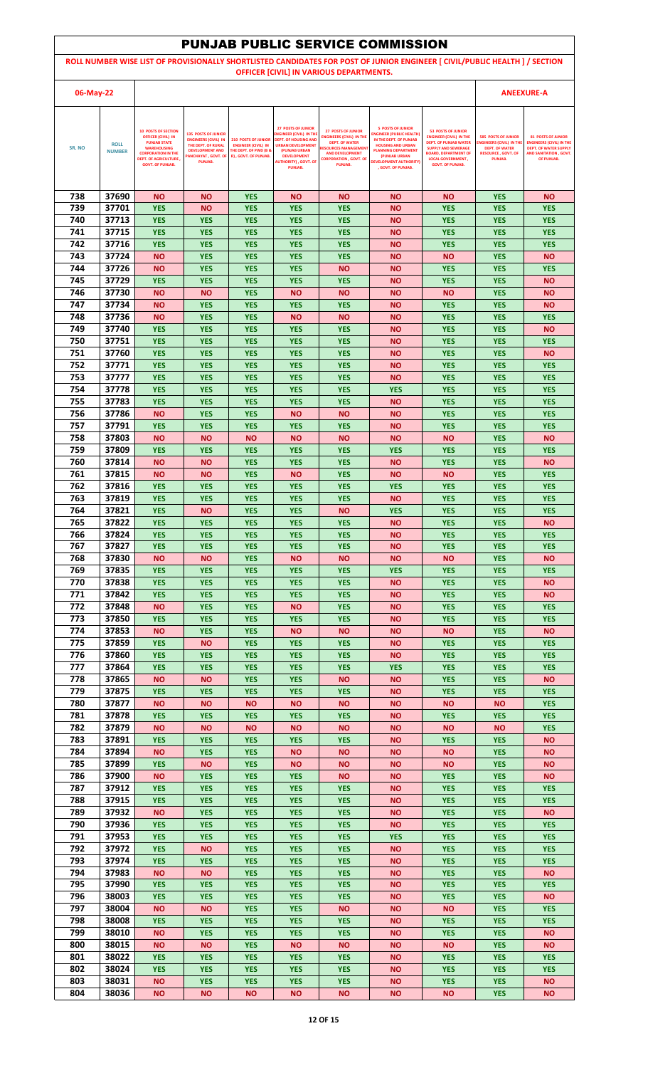# PUNJAB PUBLIC SERVICE COMMISSION

**ROLL NUMBER WISE LIST OF PROVISIONALLY SHORTLISTED CANDIDATES FOR POST OF JUNIOR ENGINEER [ CIVIL/PUBLIC HEALTH ] / SECTION OFFICER [CIVIL] IN VARIOUS DEPARTMENTS.**

**06-May-22** **ANEEXURE-A**

| SR. NO | ROLL NUMBER | 10 POSTS OF SECTION OFFICER (CIVIL) IN PUNJAB STATE WAREHOUSING CORPORATION IN THE DEPT. OF AGRICULTURE , GOVT. OF PUNJAB. | 135 POSTS OF JUNIOR ENGINEERS (CIVIL) IN THE DEPT. OF RURAL DEVELOPMENT AND PANCHAYAT , GOVT. OF PUNJAB. | 210 POSTS OF JUNIOR ENGINEER (CIVIL) IN THE DEPT. OF PWD (B & R) , GOVT. OF PUNJAB. | 27 POSTS OF JUNIOR ENGINEER (CIVIL) IN THE DEPT. OF HOUSING AND URBAN DEVELOPMENT (PUNJAB URBAN DEVELOPMENT AUTHORITY) , GOVT. OF PUNJAB. | 27 POSTS OF JUNIOR ENGINEERS (CIVIL) IN THE DEPT. OF WATER RESOURCES MANAGEMENT AND DEVELOPMENT CORPORATION , GOVT. OF PUNJAB. | 5 POSTS OF JUNIOR ENGINEER (PUBLIC HEALTH) IN THE DEPT. OF PUNJAB HOUSING AND URBAN PLANNING DEPARTMENT (PUNJAB URBAN DEVELOPMENT AUTHORITY) , GOVT. OF PUNJAB. | 53 POSTS OF JUNIOR ENGINEER (CIVIL) IN THE DEPT. OF PUNJAB WATER SUPPLY AND SEWERAGE BOARD, DEPARTMENT OF LOCAL GOVERNMENT , GOVT. OF PUNJAB. | 585 POSTS OF JUNIOR ENGINEERS (CIVIL) IN THE DEPT. OF WATER RESOURCE , GOVT. OF PUNJAB. | 81 POSTS OF JUNIOR ENGINEERS (CIVIL) IN THE DEPT. OF WATER SUPPLY AND SANITATION , GOVT. OF PUNJAB. |
|---|---|---|---|---|---|---|---|---|---|---|
| 738 | 37690 | NO | NO | YES | NO | NO | NO | NO | YES | NO |
| 739 | 37701 | YES | NO | YES | YES | YES | NO | YES | YES | YES |
| 740 | 37713 | YES | YES | YES | YES | YES | NO | YES | YES | YES |
| 741 | 37715 | YES | YES | YES | YES | YES | NO | YES | YES | YES |
| 742 | 37716 | YES | YES | YES | YES | YES | NO | YES | YES | YES |
| 743 | 37724 | NO | YES | YES | YES | YES | NO | NO | YES | NO |
| 744 | 37726 | NO | YES | YES | YES | NO | NO | YES | YES | YES |
| 745 | 37729 | YES | YES | YES | YES | YES | NO | YES | YES | NO |
| 746 | 37730 | NO | NO | YES | NO | NO | NO | NO | YES | NO |
| 747 | 37734 | NO | YES | YES | YES | YES | NO | YES | YES | NO |
| 748 | 37736 | NO | YES | YES | NO | NO | NO | YES | YES | YES |
| 749 | 37740 | YES | YES | YES | YES | YES | NO | YES | YES | NO |
| 750 | 37751 | YES | YES | YES | YES | YES | NO | YES | YES | YES |
| 751 | 37760 | YES | YES | YES | YES | YES | NO | YES | YES | NO |
| 752 | 37771 | YES | YES | YES | YES | YES | NO | YES | YES | YES |
| 753 | 37777 | YES | YES | YES | YES | YES | NO | YES | YES | YES |
| 754 | 37778 | YES | YES | YES | YES | YES | YES | YES | YES | YES |
| 755 | 37783 | YES | YES | YES | YES | YES | NO | YES | YES | YES |
| 756 | 37786 | NO | YES | YES | NO | NO | NO | YES | YES | YES |
| 757 | 37791 | YES | YES | YES | YES | YES | NO | YES | YES | YES |
| 758 | 37803 | NO | NO | NO | NO | NO | NO | NO | YES | NO |
| 759 | 37809 | YES | YES | YES | YES | YES | YES | YES | YES | YES |
| 760 | 37814 | NO | NO | YES | YES | YES | NO | YES | YES | NO |
| 761 | 37815 | NO | NO | YES | NO | YES | NO | NO | YES | YES |
| 762 | 37816 | YES | YES | YES | YES | YES | YES | YES | YES | YES |
| 763 | 37819 | YES | YES | YES | YES | YES | NO | YES | YES | YES |
| 764 | 37821 | YES | NO | YES | YES | NO | YES | YES | YES | YES |
| 765 | 37822 | YES | YES | YES | YES | YES | NO | YES | YES | NO |
| 766 | 37824 | YES | YES | YES | YES | YES | NO | YES | YES | YES |
| 767 | 37827 | YES | YES | YES | YES | YES | NO | YES | YES | YES |
| 768 | 37830 | NO | NO | YES | NO | NO | NO | NO | YES | NO |
| 769 | 37835 | YES | YES | YES | YES | YES | YES | YES | YES | YES |
| 770 | 37838 | YES | YES | YES | YES | YES | NO | YES | YES | NO |
| 771 | 37842 | YES | YES | YES | YES | YES | NO | YES | YES | NO |
| 772 | 37848 | NO | YES | YES | NO | YES | NO | YES | YES | YES |
| 773 | 37850 | YES | YES | YES | YES | YES | NO | YES | YES | YES |
| 774 | 37853 | NO | YES | YES | NO | NO | NO | NO | YES | NO |
| 775 | 37859 | YES | NO | YES | YES | YES | NO | YES | YES | YES |
| 776 | 37860 | YES | YES | YES | YES | YES | NO | YES | YES | YES |
| 777 | 37864 | YES | YES | YES | YES | YES | YES | YES | YES | YES |
| 778 | 37865 | NO | NO | YES | YES | NO | NO | YES | YES | NO |
| 779 | 37875 | YES | YES | YES | YES | YES | NO | YES | YES | YES |
| 780 | 37877 | NO | NO | NO | NO | NO | NO | NO | NO | YES |
| 781 | 37878 | YES | YES | YES | YES | YES | NO | YES | YES | YES |
| 782 | 37879 | NO | NO | NO | NO | NO | NO | NO | NO | YES |
| 783 | 37891 | YES | YES | YES | YES | YES | NO | YES | YES | NO |
| 784 | 37894 | NO | YES | YES | NO | NO | NO | NO | YES | NO |
| 785 | 37899 | YES | NO | YES | NO | NO | NO | NO | YES | NO |
| 786 | 37900 | NO | YES | YES | YES | NO | NO | YES | YES | NO |
| 787 | 37912 | YES | YES | YES | YES | YES | NO | YES | YES | YES |
| 788 | 37915 | YES | YES | YES | YES | YES | NO | YES | YES | YES |
| 789 | 37932 | NO | YES | YES | YES | YES | NO | YES | YES | NO |
| 790 | 37936 | YES | YES | YES | YES | YES | NO | YES | YES | YES |
| 791 | 37953 | YES | YES | YES | YES | YES | YES | YES | YES | YES |
| 792 | 37972 | YES | NO | YES | YES | YES | NO | YES | YES | YES |
| 793 | 37974 | YES | YES | YES | YES | YES | NO | YES | YES | YES |
| 794 | 37983 | NO | NO | YES | YES | YES | NO | YES | YES | NO |
| 795 | 37990 | YES | YES | YES | YES | YES | NO | YES | YES | YES |
| 796 | 38003 | YES | YES | YES | YES | YES | NO | YES | YES | NO |
| 797 | 38004 | NO | NO | YES | YES | NO | NO | NO | YES | YES |
| 798 | 38008 | YES | YES | YES | YES | YES | NO | YES | YES | YES |
| 799 | 38010 | NO | YES | YES | YES | YES | NO | YES | YES | NO |
| 800 | 38015 | NO | NO | YES | NO | NO | NO | NO | YES | NO |
| 801 | 38022 | YES | YES | YES | YES | YES | NO | YES | YES | YES |
| 802 | 38024 | YES | YES | YES | YES | YES | NO | YES | YES | YES |
| 803 | 38031 | NO | YES | YES | YES | YES | NO | YES | YES | NO |
| 804 | 38036 | NO | NO | NO | NO | NO | NO | NO | YES | NO |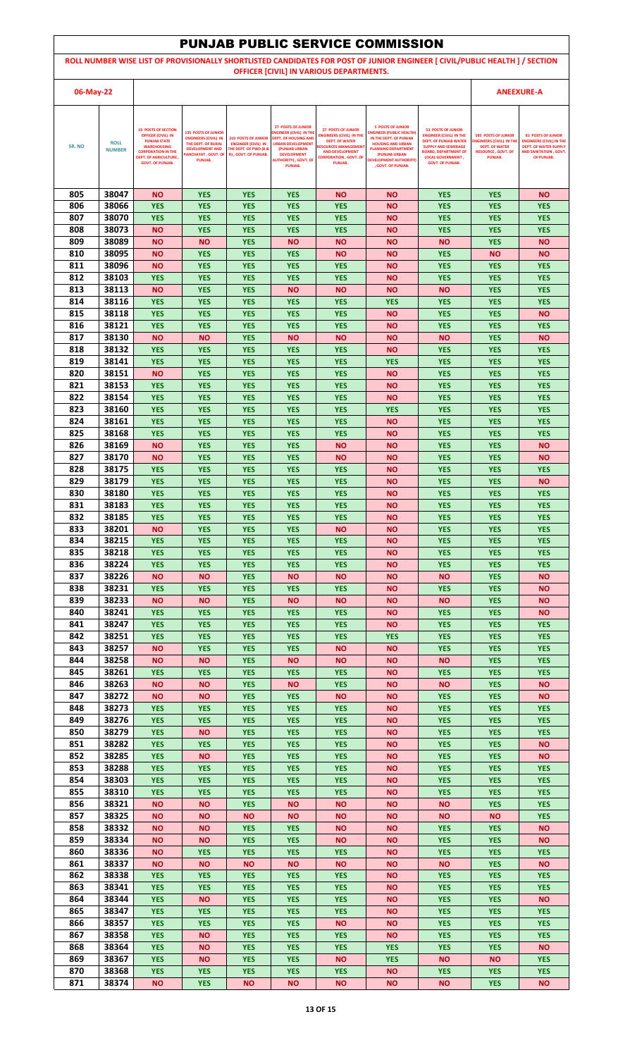# PUNJAB PUBLIC SERVICE COMMISSION

**ROLL NUMBER WISE LIST OF PROVISIONALLY SHORTLISTED CANDIDATES FOR POST OF JUNIOR ENGINEER [ CIVIL/PUBLIC HEALTH ] / SECTION OFFICER [CIVIL] IN VARIOUS DEPARTMENTS.**

**06-May-22** **ANEEXURE-A**

| SR. NO | ROLL NUMBER | 10 POSTS OF SECTION OFFICER (CIVIL) IN PUNJAB STATE WAREHOUSING CORPORATION IN THE DEPT. OF AGRICULTURE , GOVT. OF PUNJAB. | 135 POSTS OF JUNIOR ENGINEERS (CIVIL) IN THE DEPT. OF RURAL DEVELOPMENT AND PANCHAYAT , GOVT. OF PUNJAB. | 210 POSTS OF JUNIOR ENGINEER (CIVIL) IN THE DEPT. OF PWD (B & R) , GOVT. OF PUNJAB. | 27 POSTS OF JUNIOR ENGINEER (CIVIL) IN THE DEPT. OF HOUSING AND URBAN DEVELOPMENT (PUNJAB URBAN DEVELOPMENT AUTHORITY) , GOVT. OF PUNJAB. | 27 POSTS OF JUNIOR ENGINEERS (CIVIL) IN THE DEPT. OF WATER RESOURCES MANAGEMENT AND DEVELOPMENT CORPORATION , GOVT. OF PUNJAB. | 5 POSTS OF JUNIOR ENGINEER (PUBLIC HEALTH) IN THE DEPT. OF PUNJAB HOUSING AND URBAN PLANNING DEPARTMENT (PUNJAB URBAN DEVELOPMENT AUTHORITY) , GOVT. OF PUNJAB. | 53 POSTS OF JUNIOR ENGINEER (CIVIL) IN THE DEPT. OF PUNJAB WATER SUPPLY AND SEWERAGE BOARD, DEPARTMENT OF LOCAL GOVERNMENT , GOVT. OF PUNJAB. | 585 POSTS OF JUNIOR ENGINEERS (CIVIL) IN THE DEPT. OF WATER RESOURCE , GOVT. OF PUNJAB. | 81 POSTS OF JUNIOR ENGINEERS (CIVIL) IN THE DEPT. OF WATER SUPPLY AND SANITATION , GOVT. OF PUNJAB. |
|---|---|---|---|---|---|---|---|---|---|---|
| 805 | 38047 | NO | YES | YES | YES | NO | NO | YES | YES | NO |
| 806 | 38066 | YES | YES | YES | YES | YES | NO | YES | YES | YES |
| 807 | 38070 | YES | YES | YES | YES | YES | NO | YES | YES | YES |
| 808 | 38073 | NO | YES | YES | YES | YES | NO | YES | YES | YES |
| 809 | 38089 | NO | NO | YES | NO | NO | NO | NO | YES | NO |
| 810 | 38095 | NO | YES | YES | YES | NO | NO | YES | NO | NO |
| 811 | 38096 | NO | YES | YES | YES | YES | NO | YES | YES | YES |
| 812 | 38103 | YES | YES | YES | YES | YES | NO | YES | YES | YES |
| 813 | 38113 | NO | YES | YES | NO | NO | NO | NO | YES | YES |
| 814 | 38116 | YES | YES | YES | YES | YES | YES | YES | YES | YES |
| 815 | 38118 | YES | YES | YES | YES | YES | NO | YES | YES | NO |
| 816 | 38121 | YES | YES | YES | YES | YES | NO | YES | YES | YES |
| 817 | 38130 | NO | NO | YES | NO | NO | NO | NO | YES | NO |
| 818 | 38132 | YES | YES | YES | YES | YES | NO | YES | YES | YES |
| 819 | 38141 | YES | YES | YES | YES | YES | YES | YES | YES | YES |
| 820 | 38151 | NO | YES | YES | YES | YES | NO | YES | YES | YES |
| 821 | 38153 | YES | YES | YES | YES | YES | NO | YES | YES | YES |
| 822 | 38154 | YES | YES | YES | YES | YES | NO | YES | YES | YES |
| 823 | 38160 | YES | YES | YES | YES | YES | YES | YES | YES | YES |
| 824 | 38161 | YES | YES | YES | YES | YES | NO | YES | YES | YES |
| 825 | 38168 | YES | YES | YES | YES | YES | NO | YES | YES | YES |
| 826 | 38169 | NO | YES | YES | YES | NO | NO | YES | YES | NO |
| 827 | 38170 | NO | YES | YES | YES | NO | NO | YES | YES | NO |
| 828 | 38175 | YES | YES | YES | YES | YES | NO | YES | YES | YES |
| 829 | 38179 | YES | YES | YES | YES | YES | NO | YES | YES | NO |
| 830 | 38180 | YES | YES | YES | YES | YES | NO | YES | YES | YES |
| 831 | 38183 | YES | YES | YES | YES | YES | NO | YES | YES | YES |
| 832 | 38185 | YES | YES | YES | YES | YES | NO | YES | YES | YES |
| 833 | 38201 | NO | YES | YES | YES | NO | NO | YES | YES | YES |
| 834 | 38215 | YES | YES | YES | YES | YES | NO | YES | YES | YES |
| 835 | 38218 | YES | YES | YES | YES | YES | NO | YES | YES | YES |
| 836 | 38224 | YES | YES | YES | YES | YES | NO | YES | YES | YES |
| 837 | 38226 | NO | NO | YES | NO | NO | NO | NO | YES | NO |
| 838 | 38231 | YES | YES | YES | YES | YES | NO | YES | YES | NO |
| 839 | 38233 | NO | NO | YES | NO | NO | NO | NO | YES | NO |
| 840 | 38241 | YES | YES | YES | YES | YES | NO | YES | YES | NO |
| 841 | 38247 | YES | YES | YES | YES | YES | NO | YES | YES | YES |
| 842 | 38251 | YES | YES | YES | YES | YES | YES | YES | YES | YES |
| 843 | 38257 | NO | YES | YES | YES | NO | NO | YES | YES | YES |
| 844 | 38258 | NO | NO | YES | NO | NO | NO | NO | YES | YES |
| 845 | 38261 | YES | YES | YES | YES | YES | NO | YES | YES | YES |
| 846 | 38263 | NO | NO | YES | NO | YES | NO | NO | YES | NO |
| 847 | 38272 | NO | NO | YES | YES | NO | NO | YES | YES | NO |
| 848 | 38273 | YES | YES | YES | YES | YES | NO | YES | YES | YES |
| 849 | 38276 | YES | YES | YES | YES | YES | NO | YES | YES | YES |
| 850 | 38279 | YES | NO | YES | YES | YES | NO | YES | YES | YES |
| 851 | 38282 | YES | YES | YES | YES | YES | NO | YES | YES | NO |
| 852 | 38285 | YES | NO | YES | YES | YES | NO | YES | YES | NO |
| 853 | 38288 | YES | YES | YES | YES | YES | NO | YES | YES | YES |
| 854 | 38303 | YES | YES | YES | YES | YES | NO | YES | YES | YES |
| 855 | 38310 | YES | YES | YES | YES | YES | NO | YES | YES | YES |
| 856 | 38321 | NO | NO | YES | NO | NO | NO | NO | YES | YES |
| 857 | 38325 | NO | NO | NO | NO | NO | NO | NO | NO | YES |
| 858 | 38332 | NO | NO | YES | YES | NO | NO | YES | YES | NO |
| 859 | 38334 | NO | NO | YES | YES | NO | NO | YES | YES | NO |
| 860 | 38336 | NO | YES | YES | YES | YES | NO | YES | YES | YES |
| 861 | 38337 | NO | NO | NO | NO | NO | NO | NO | YES | NO |
| 862 | 38338 | YES | YES | YES | YES | YES | NO | YES | YES | YES |
| 863 | 38341 | YES | YES | YES | YES | YES | NO | YES | YES | YES |
| 864 | 38344 | YES | NO | YES | YES | YES | NO | YES | YES | NO |
| 865 | 38347 | YES | YES | YES | YES | YES | NO | YES | YES | YES |
| 866 | 38357 | YES | YES | YES | YES | NO | NO | YES | YES | YES |
| 867 | 38358 | YES | NO | YES | YES | YES | NO | YES | YES | YES |
| 868 | 38364 | YES | NO | YES | YES | YES | YES | YES | YES | NO |
| 869 | 38367 | YES | NO | YES | YES | NO | YES | NO | NO | YES |
| 870 | 38368 | YES | YES | YES | YES | YES | NO | YES | YES | YES |
| 871 | 38374 | NO | YES | NO | NO | NO | NO | NO | YES | NO |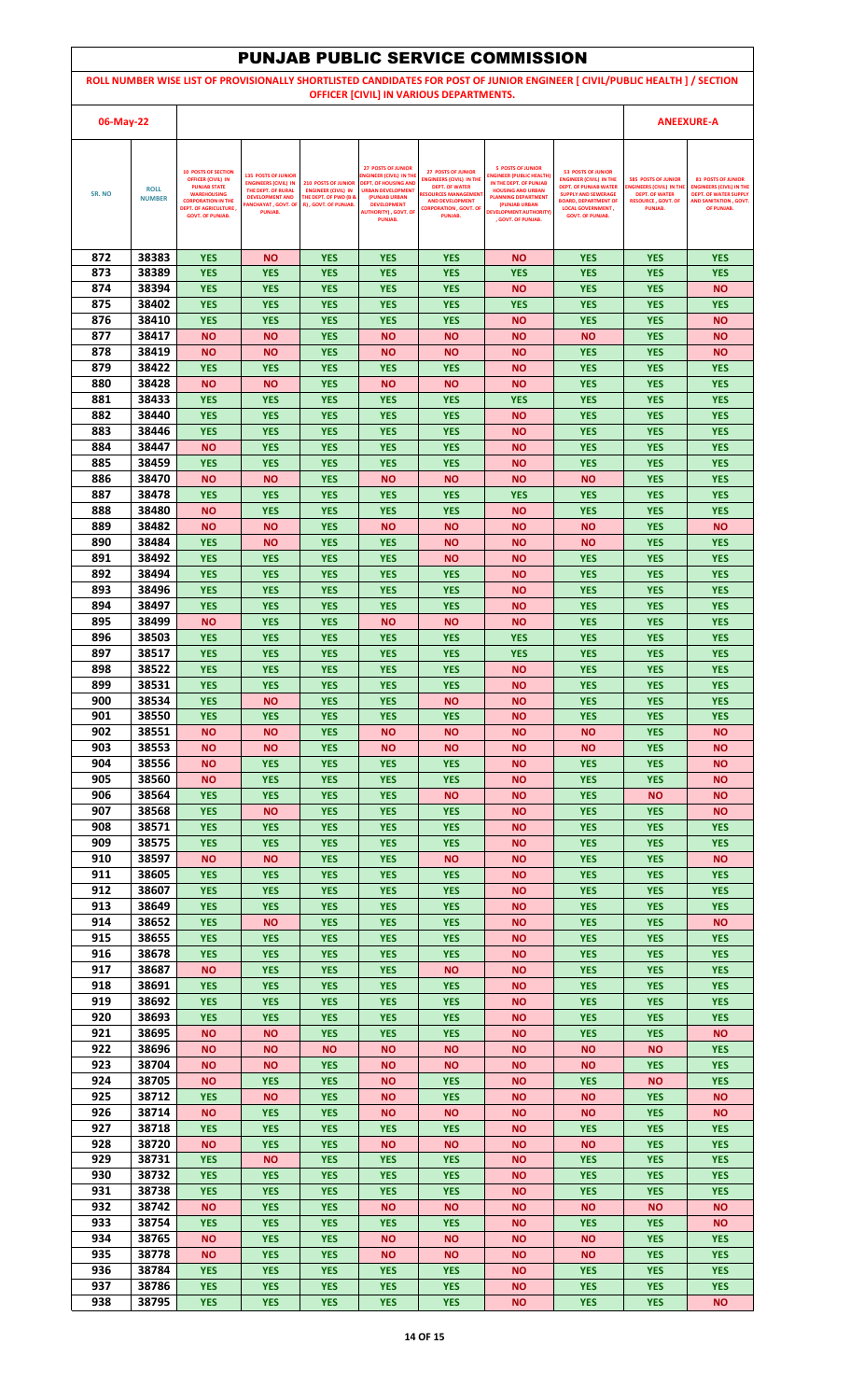# PUNJAB PUBLIC SERVICE COMMISSION

**ROLL NUMBER WISE LIST OF PROVISIONALLY SHORTLISTED CANDIDATES FOR POST OF JUNIOR ENGINEER [ CIVIL/PUBLIC HEALTH ] / SECTION OFFICER [CIVIL] IN VARIOUS DEPARTMENTS.**

**06-May-22** **ANEEXURE-A**

| SR. NO | ROLL NUMBER | 10 POSTS OF SECTION OFFICER (CIVIL) IN PUNJAB STATE WAREHOUSING CORPORATION IN THE DEPT. OF AGRICULTURE, GOVT. OF PUNJAB. | 135 POSTS OF JUNIOR ENGINEERS (CIVIL) IN THE DEPT. OF RURAL DEVELOPMENT AND PANCHAYAT , GOVT. OF PUNJAB. | 210 POSTS OF JUNIOR ENGINEER (CIVIL) IN THE DEPT. OF PWD (B & R) , GOVT. OF PUNJAB. | 27 POSTS OF JUNIOR ENGINEER (CIVIL) IN THE DEPT. OF HOUSING AND URBAN DEVELOPMENT (PUNJAB URBAN DEVELOPMENT AUTHORITY) , GOVT. OF PUNJAB. | 27 POSTS OF JUNIOR ENGINEERS (CIVIL) IN THE DEPT. OF WATER RESOURCES MANAGEMENT AND DEVELOPMENT CORPORATION , GOVT. OF PUNJAB. | 5 POSTS OF JUNIOR ENGINEER (PUBLIC HEALTH) IN THE DEPT. OF PUNJAB HOUSING AND URBAN PLANNING DEPARTMENT (PUNJAB URBAN DEVELOPMENT AUTHORITY) , GOVT. OF PUNJAB. | 53 POSTS OF JUNIOR ENGINEER (CIVIL) IN THE DEPT. OF PUNJAB WATER SUPPLY AND SEWERAGE BOARD, DEPARTMENT OF LOCAL GOVERNMENT , GOVT. OF PUNJAB. | 585 POSTS OF JUNIOR ENGINEERS (CIVIL) IN THE DEPT. OF WATER RESOURCE , GOVT. OF PUNJAB. | 81 POSTS OF JUNIOR ENGINEERS (CIVIL) IN THE DEPT. OF WATER SUPPLY AND SANITATION , GOVT. OF PUNJAB. |
|---|---|---|---|---|---|---|---|---|---|---|
| 872 | 38383 | YES | NO | YES | YES | YES | NO | YES | YES | YES |
| 873 | 38389 | YES | YES | YES | YES | YES | YES | YES | YES | YES |
| 874 | 38394 | YES | YES | YES | YES | YES | NO | YES | YES | NO |
| 875 | 38402 | YES | YES | YES | YES | YES | YES | YES | YES | YES |
| 876 | 38410 | YES | YES | YES | YES | YES | NO | YES | YES | NO |
| 877 | 38417 | NO | NO | YES | NO | NO | NO | NO | YES | NO |
| 878 | 38419 | NO | NO | YES | NO | NO | NO | YES | YES | NO |
| 879 | 38422 | YES | YES | YES | YES | YES | NO | YES | YES | YES |
| 880 | 38428 | NO | NO | YES | NO | NO | NO | YES | YES | YES |
| 881 | 38433 | YES | YES | YES | YES | YES | YES | YES | YES | YES |
| 882 | 38440 | YES | YES | YES | YES | YES | NO | YES | YES | YES |
| 883 | 38446 | YES | YES | YES | YES | YES | NO | YES | YES | YES |
| 884 | 38447 | NO | YES | YES | YES | YES | NO | YES | YES | YES |
| 885 | 38459 | YES | YES | YES | YES | YES | NO | YES | YES | YES |
| 886 | 38470 | NO | NO | YES | NO | NO | NO | NO | YES | YES |
| 887 | 38478 | YES | YES | YES | YES | YES | YES | YES | YES | YES |
| 888 | 38480 | NO | YES | YES | YES | YES | NO | YES | YES | YES |
| 889 | 38482 | NO | NO | YES | NO | NO | NO | NO | YES | NO |
| 890 | 38484 | YES | NO | YES | YES | NO | NO | NO | YES | YES |
| 891 | 38492 | YES | YES | YES | YES | NO | NO | YES | YES | YES |
| 892 | 38494 | YES | YES | YES | YES | YES | NO | YES | YES | YES |
| 893 | 38496 | YES | YES | YES | YES | YES | NO | YES | YES | YES |
| 894 | 38497 | YES | YES | YES | YES | YES | NO | YES | YES | YES |
| 895 | 38499 | NO | YES | YES | NO | NO | NO | YES | YES | YES |
| 896 | 38503 | YES | YES | YES | YES | YES | YES | YES | YES | YES |
| 897 | 38517 | YES | YES | YES | YES | YES | YES | YES | YES | YES |
| 898 | 38522 | YES | YES | YES | YES | YES | NO | YES | YES | YES |
| 899 | 38531 | YES | YES | YES | YES | YES | NO | YES | YES | YES |
| 900 | 38534 | YES | NO | YES | YES | NO | NO | YES | YES | YES |
| 901 | 38550 | YES | YES | YES | YES | YES | NO | YES | YES | YES |
| 902 | 38551 | NO | NO | YES | NO | NO | NO | NO | YES | NO |
| 903 | 38553 | NO | NO | YES | NO | NO | NO | NO | YES | NO |
| 904 | 38556 | NO | YES | YES | YES | YES | NO | YES | YES | NO |
| 905 | 38560 | NO | YES | YES | YES | YES | NO | YES | YES | NO |
| 906 | 38564 | YES | YES | YES | YES | NO | NO | YES | NO | NO |
| 907 | 38568 | YES | NO | YES | YES | YES | NO | YES | YES | NO |
| 908 | 38571 | YES | YES | YES | YES | YES | NO | YES | YES | YES |
| 909 | 38575 | YES | YES | YES | YES | YES | NO | YES | YES | YES |
| 910 | 38597 | NO | NO | YES | YES | NO | NO | YES | YES | NO |
| 911 | 38605 | YES | YES | YES | YES | YES | NO | YES | YES | YES |
| 912 | 38607 | YES | YES | YES | YES | YES | NO | YES | YES | YES |
| 913 | 38649 | YES | YES | YES | YES | YES | NO | YES | YES | YES |
| 914 | 38652 | YES | NO | YES | YES | YES | NO | YES | YES | NO |
| 915 | 38655 | YES | YES | YES | YES | YES | NO | YES | YES | YES |
| 916 | 38678 | YES | YES | YES | YES | YES | NO | YES | YES | YES |
| 917 | 38687 | NO | YES | YES | YES | NO | NO | YES | YES | YES |
| 918 | 38691 | YES | YES | YES | YES | YES | NO | YES | YES | YES |
| 919 | 38692 | YES | YES | YES | YES | YES | NO | YES | YES | YES |
| 920 | 38693 | YES | YES | YES | YES | YES | NO | YES | YES | YES |
| 921 | 38695 | NO | NO | YES | YES | YES | NO | YES | YES | NO |
| 922 | 38696 | NO | NO | NO | NO | NO | NO | NO | NO | YES |
| 923 | 38704 | NO | NO | YES | NO | NO | NO | NO | YES | YES |
| 924 | 38705 | NO | YES | YES | NO | YES | NO | YES | NO | YES |
| 925 | 38712 | YES | NO | YES | NO | YES | NO | NO | YES | NO |
| 926 | 38714 | NO | YES | YES | NO | NO | NO | NO | YES | NO |
| 927 | 38718 | YES | YES | YES | YES | YES | NO | YES | YES | YES |
| 928 | 38720 | NO | YES | YES | NO | NO | NO | NO | YES | YES |
| 929 | 38731 | YES | NO | YES | YES | YES | NO | YES | YES | YES |
| 930 | 38732 | YES | YES | YES | YES | YES | NO | YES | YES | YES |
| 931 | 38738 | YES | YES | YES | YES | YES | NO | YES | YES | YES |
| 932 | 38742 | NO | YES | YES | NO | NO | NO | NO | NO | NO |
| 933 | 38754 | YES | YES | YES | YES | YES | NO | YES | YES | NO |
| 934 | 38765 | NO | YES | YES | NO | NO | NO | NO | YES | YES |
| 935 | 38778 | NO | YES | YES | NO | NO | NO | NO | YES | YES |
| 936 | 38784 | YES | YES | YES | YES | YES | NO | YES | YES | YES |
| 937 | 38786 | YES | YES | YES | YES | YES | NO | YES | YES | YES |
| 938 | 38795 | YES | YES | YES | YES | YES | NO | YES | YES | NO |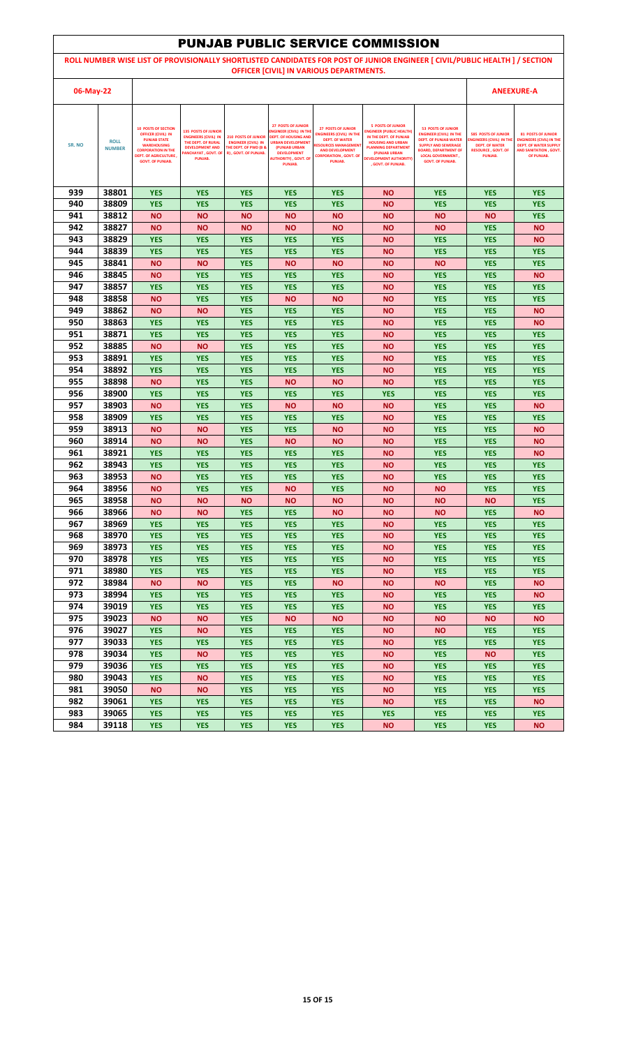# PUNJAB PUBLIC SERVICE COMMISSION

**ROLL NUMBER WISE LIST OF PROVISIONALLY SHORTLISTED CANDIDATES FOR POST OF JUNIOR ENGINEER [ CIVIL/PUBLIC HEALTH ] / SECTION OFFICER [CIVIL] IN VARIOUS DEPARTMENTS.**

**06-May-22** **ANEEXURE-A**

| SR. NO | ROLL NUMBER | 10 POSTS OF SECTION OFFICER (CIVIL) IN PUNJAB STATE WAREHOUSING CORPORATION IN THE DEPT. OF AGRICULTURE , GOVT. OF PUNJAB. | 135 POSTS OF JUNIOR ENGINEERS (CIVIL) IN THE DEPT. OF RURAL DEVELOPMENT AND PANCHAYAT , GOVT. OF PUNJAB. | 210 POSTS OF JUNIOR ENGINEER (CIVIL) IN THE DEPT. OF PWD (B & R) , GOVT. OF PUNJAB. | 27 POSTS OF JUNIOR ENGINEER (CIVIL) IN THE DEPT. OF HOUSING AND URBAN DEVELOPMENT (PUNJAB URBAN DEVELOPMENT AUTHORITY) , GOVT. OF PUNJAB. | 27 POSTS OF JUNIOR ENGINEERS (CIVIL) IN THE DEPT. OF WATER RESOURCES MANAGEMENT AND DEVELOPMENT CORPORATION , GOVT. OF PUNJAB. | 5 POSTS OF JUNIOR ENGINEER (PUBLIC HEALTH) IN THE DEPT. OF PUNJAB HOUSING AND URBAN PLANNING DEPARTMENT (PUNJAB URBAN DEVELOPMENT AUTHORITY) , GOVT. OF PUNJAB. | 53 POSTS OF JUNIOR ENGINEER (CIVIL) IN THE DEPT. OF PUNJAB WATER SUPPLY AND SEWERAGE BOARD, DEPARTMENT OF LOCAL GOVERNMENT , GOVT. OF PUNJAB. | 585 POSTS OF JUNIOR ENGINEERS (CIVIL) IN THE DEPT. OF WATER RESOURCE , GOVT. OF PUNJAB. | 81 POSTS OF JUNIOR ENGINEERS (CIVIL) IN THE DEPT. OF WATER SUPPLY AND SANITATION , GOVT. OF PUNJAB. |
|---|---|---|---|---|---|---|---|---|---|---|
| 939 | 38801 | YES | YES | YES | YES | YES | NO | YES | YES | YES |
| 940 | 38809 | YES | YES | YES | YES | YES | NO | YES | YES | YES |
| 941 | 38812 | NO | NO | NO | NO | NO | NO | NO | NO | YES |
| 942 | 38827 | NO | NO | NO | NO | NO | NO | NO | YES | NO |
| 943 | 38829 | YES | YES | YES | YES | YES | NO | YES | YES | NO |
| 944 | 38839 | YES | YES | YES | YES | YES | NO | YES | YES | YES |
| 945 | 38841 | NO | NO | YES | NO | NO | NO | NO | YES | YES |
| 946 | 38845 | NO | YES | YES | YES | YES | NO | YES | YES | NO |
| 947 | 38857 | YES | YES | YES | YES | YES | NO | YES | YES | YES |
| 948 | 38858 | NO | YES | YES | NO | NO | NO | YES | YES | YES |
| 949 | 38862 | NO | NO | YES | YES | YES | NO | YES | YES | NO |
| 950 | 38863 | YES | YES | YES | YES | YES | NO | YES | YES | NO |
| 951 | 38871 | YES | YES | YES | YES | YES | NO | YES | YES | YES |
| 952 | 38885 | NO | NO | YES | YES | YES | NO | YES | YES | YES |
| 953 | 38891 | YES | YES | YES | YES | YES | NO | YES | YES | YES |
| 954 | 38892 | YES | YES | YES | YES | YES | NO | YES | YES | YES |
| 955 | 38898 | NO | YES | YES | NO | NO | NO | YES | YES | YES |
| 956 | 38900 | YES | YES | YES | YES | YES | YES | YES | YES | YES |
| 957 | 38903 | NO | YES | YES | NO | NO | NO | YES | YES | NO |
| 958 | 38909 | YES | YES | YES | YES | YES | NO | YES | YES | YES |
| 959 | 38913 | NO | NO | YES | YES | NO | NO | YES | YES | NO |
| 960 | 38914 | NO | NO | YES | NO | NO | NO | YES | YES | NO |
| 961 | 38921 | YES | YES | YES | YES | YES | NO | YES | YES | NO |
| 962 | 38943 | YES | YES | YES | YES | YES | NO | YES | YES | YES |
| 963 | 38953 | NO | YES | YES | YES | YES | NO | YES | YES | YES |
| 964 | 38956 | NO | YES | YES | NO | YES | NO | NO | YES | YES |
| 965 | 38958 | NO | NO | NO | NO | NO | NO | NO | NO | YES |
| 966 | 38966 | NO | NO | YES | YES | NO | NO | NO | YES | NO |
| 967 | 38969 | YES | YES | YES | YES | YES | NO | YES | YES | YES |
| 968 | 38970 | YES | YES | YES | YES | YES | NO | YES | YES | YES |
| 969 | 38973 | YES | YES | YES | YES | YES | NO | YES | YES | YES |
| 970 | 38978 | YES | YES | YES | YES | YES | NO | YES | YES | YES |
| 971 | 38980 | YES | YES | YES | YES | YES | NO | YES | YES | YES |
| 972 | 38984 | NO | NO | YES | YES | NO | NO | NO | YES | NO |
| 973 | 38994 | YES | YES | YES | YES | YES | NO | YES | YES | NO |
| 974 | 39019 | YES | YES | YES | YES | YES | NO | YES | YES | YES |
| 975 | 39023 | NO | NO | YES | NO | NO | NO | NO | NO | NO |
| 976 | 39027 | YES | NO | YES | YES | YES | NO | NO | YES | YES |
| 977 | 39033 | YES | YES | YES | YES | YES | NO | YES | YES | YES |
| 978 | 39034 | YES | NO | YES | YES | YES | NO | YES | NO | YES |
| 979 | 39036 | YES | YES | YES | YES | YES | NO | YES | YES | YES |
| 980 | 39043 | YES | NO | YES | YES | YES | NO | YES | YES | YES |
| 981 | 39050 | NO | NO | YES | YES | YES | NO | YES | YES | YES |
| 982 | 39061 | YES | YES | YES | YES | YES | NO | YES | YES | NO |
| 983 | 39065 | YES | YES | YES | YES | YES | YES | YES | YES | YES |
| 984 | 39118 | YES | YES | YES | YES | YES | NO | YES | YES | NO |